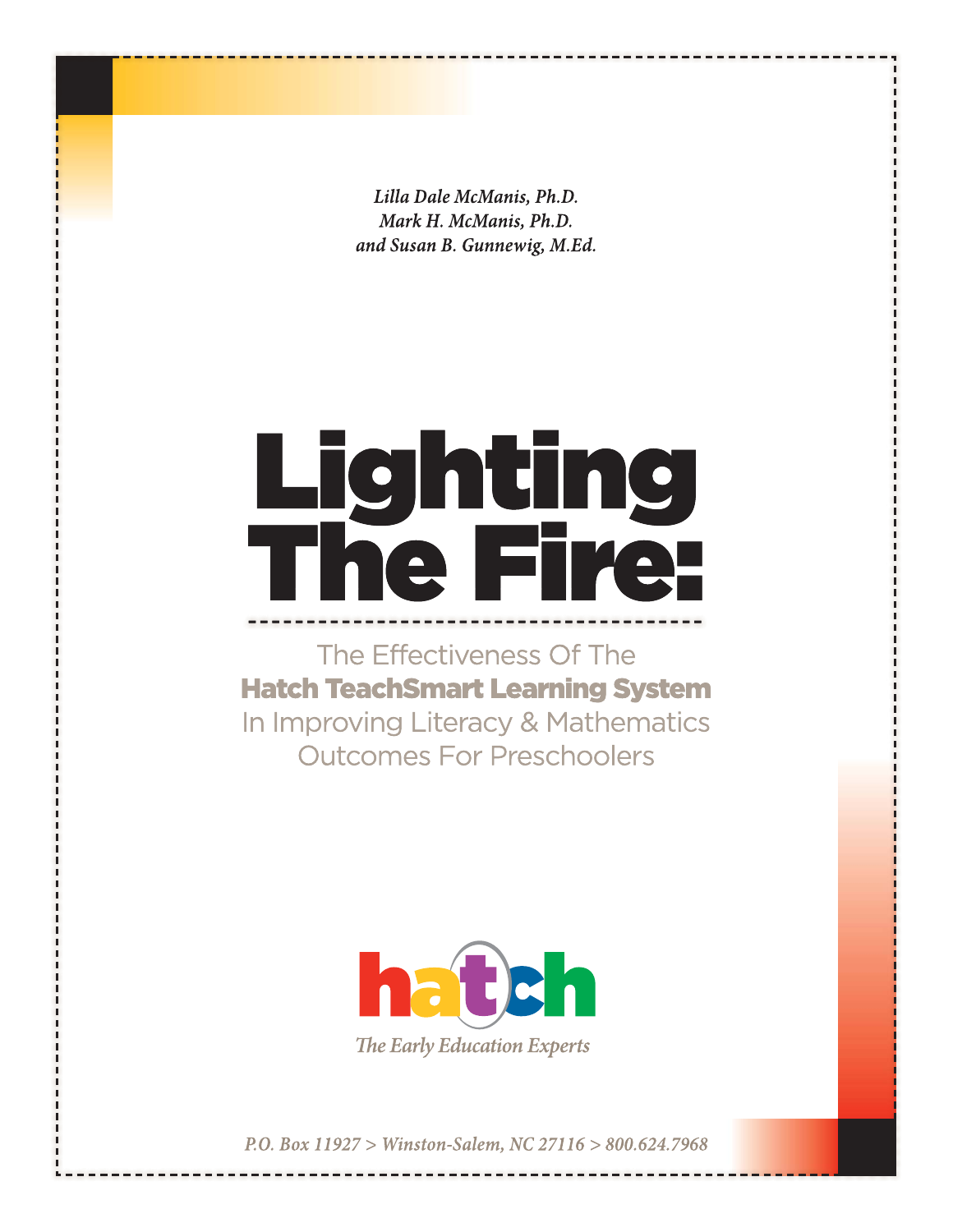*Lilla Dale McManis, Ph.D.*
*Mark H. McManis, Ph.D.*
*and Susan B. Gunnewig, M.Ed.*

# Lighting The Fire:

The Effectiveness Of The **Hatch TeachSmart Learning System** In Improving Literacy & Mathematics Outcomes For Preschoolers

hatch

*The Early Education Experts*

*P.O. Box 11927 > Winston-Salem, NC 27116 > 800.624.7968*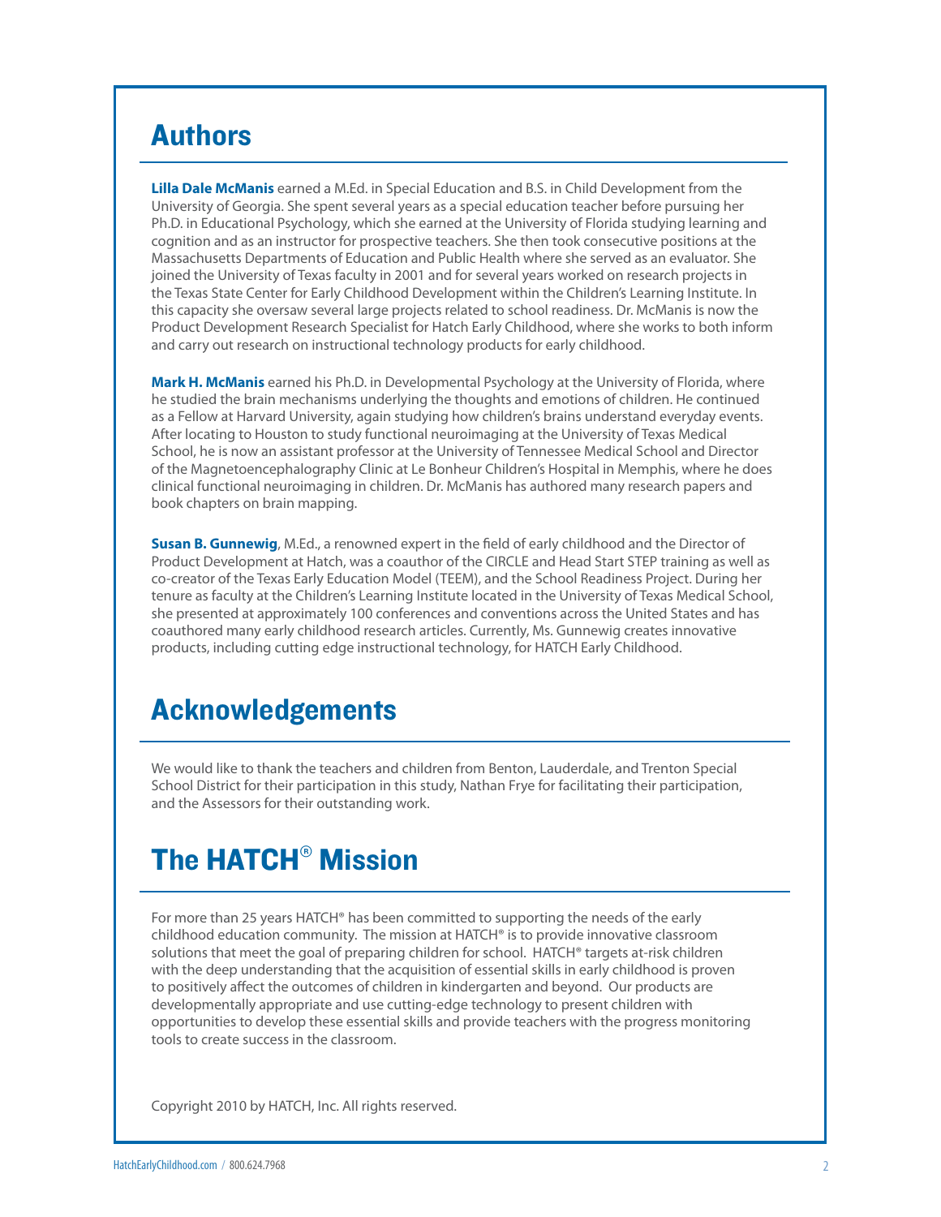## Authors

**Lilla Dale McManis** earned a M.Ed. in Special Education and B.S. in Child Development from the University of Georgia. She spent several years as a special education teacher before pursuing her Ph.D. in Educational Psychology, which she earned at the University of Florida studying learning and cognition and as an instructor for prospective teachers. She then took consecutive positions at the Massachusetts Departments of Education and Public Health where she served as an evaluator. She joined the University of Texas faculty in 2001 and for several years worked on research projects in the Texas State Center for Early Childhood Development within the Children's Learning Institute. In this capacity she oversaw several large projects related to school readiness. Dr. McManis is now the Product Development Research Specialist for Hatch Early Childhood, where she works to both inform and carry out research on instructional technology products for early childhood.

**Mark H. McManis** earned his Ph.D. in Developmental Psychology at the University of Florida, where he studied the brain mechanisms underlying the thoughts and emotions of children. He continued as a Fellow at Harvard University, again studying how children's brains understand everyday events. After locating to Houston to study functional neuroimaging at the University of Texas Medical School, he is now an assistant professor at the University of Tennessee Medical School and Director of the Magnetoencephalography Clinic at Le Bonheur Children's Hospital in Memphis, where he does clinical functional neuroimaging in children. Dr. McManis has authored many research papers and book chapters on brain mapping.

**Susan B. Gunnewig**, M.Ed., a renowned expert in the field of early childhood and the Director of Product Development at Hatch, was a coauthor of the CIRCLE and Head Start STEP training as well as co-creator of the Texas Early Education Model (TEEM), and the School Readiness Project. During her tenure as faculty at the Children's Learning Institute located in the University of Texas Medical School, she presented at approximately 100 conferences and conventions across the United States and has coauthored many early childhood research articles. Currently, Ms. Gunnewig creates innovative products, including cutting edge instructional technology, for HATCH Early Childhood.

## Acknowledgements

We would like to thank the teachers and children from Benton, Lauderdale, and Trenton Special School District for their participation in this study, Nathan Frye for facilitating their participation, and the Assessors for their outstanding work.

## The HATCH® Mission

For more than 25 years HATCH® has been committed to supporting the needs of the early childhood education community. The mission at HATCH® is to provide innovative classroom solutions that meet the goal of preparing children for school. HATCH® targets at-risk children with the deep understanding that the acquisition of essential skills in early childhood is proven to positively affect the outcomes of children in kindergarten and beyond. Our products are developmentally appropriate and use cutting-edge technology to present children with opportunities to develop these essential skills and provide teachers with the progress monitoring tools to create success in the classroom.

Copyright 2010 by HATCH, Inc. All rights reserved.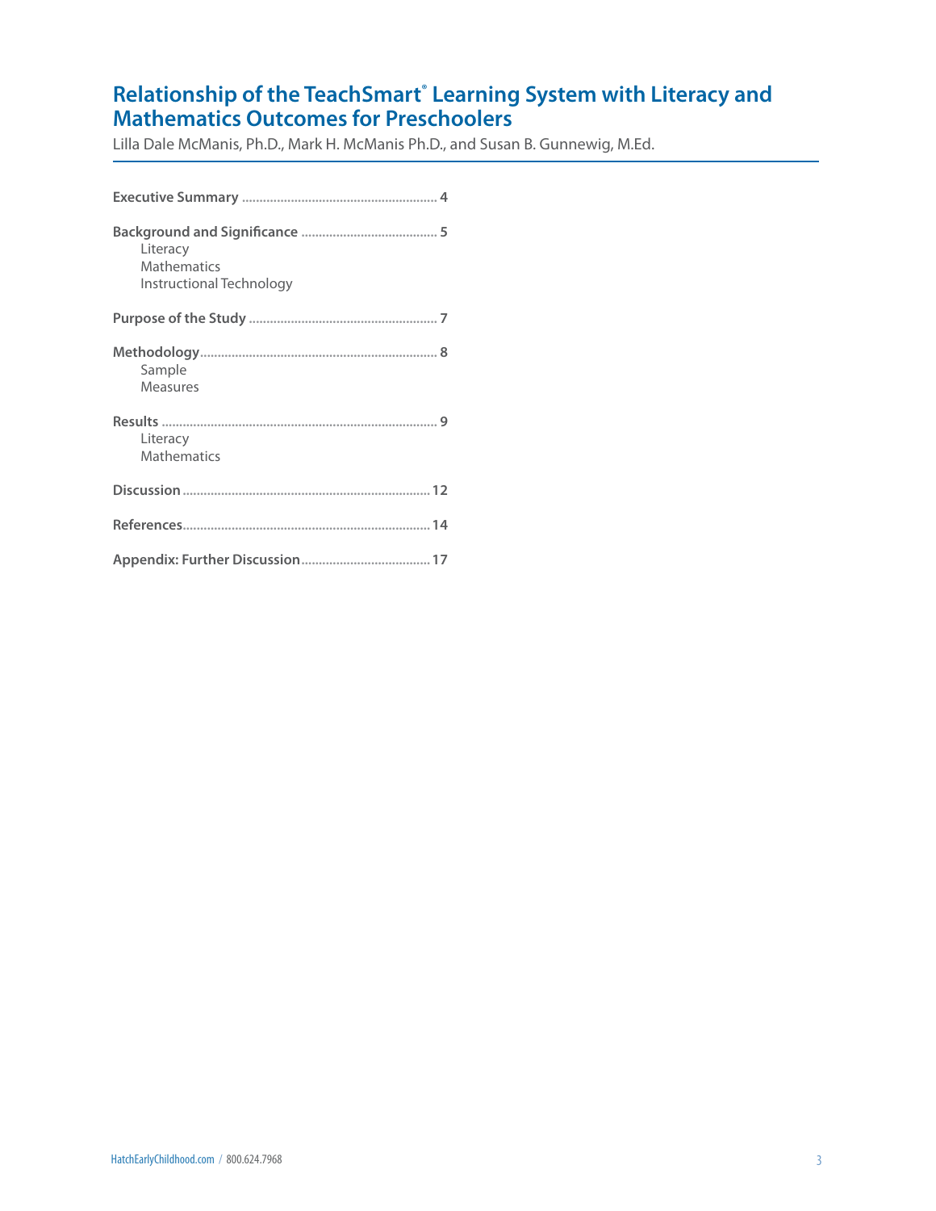# Relationship of the TeachSmart® Learning System with Literacy and Mathematics Outcomes for Preschoolers

Lilla Dale McManis, Ph.D., Mark H. McManis Ph.D., and Susan B. Gunnewig, M.Ed.

---

**Executive Summary** .......................................................... 4

**Background and Significance** ....................................... 5
- Literacy
- Mathematics
- Instructional Technology

**Purpose of the Study** ...................................................... 7

**Methodology** ................................................................... 8
- Sample
- Measures

**Results** ............................................................................. 9
- Literacy
- Mathematics

**Discussion** ...................................................................... 12

**References** ...................................................................... 14

**Appendix: Further Discussion** ..................................... 17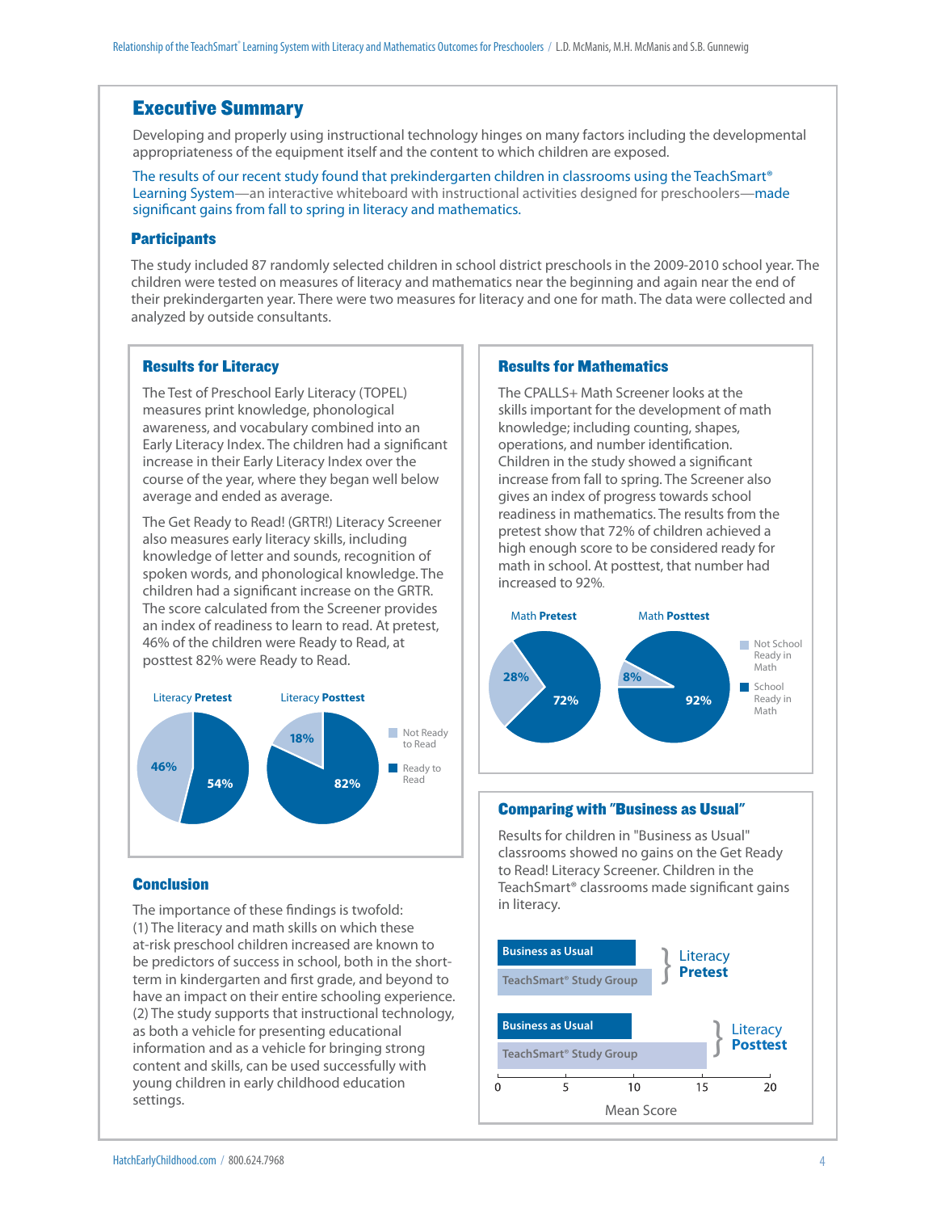# Executive Summary

Developing and properly using instructional technology hinges on many factors including the developmental appropriateness of the equipment itself and the content to which children are exposed.

The results of our recent study found that prekindergarten children in classrooms using the TeachSmart® Learning System—an interactive whiteboard with instructional activities designed for preschoolers—made significant gains from fall to spring in literacy and mathematics.

## Participants

The study included 87 randomly selected children in school district preschools in the 2009-2010 school year. The children were tested on measures of literacy and mathematics near the beginning and again near the end of their prekindergarten year. There were two measures for literacy and one for math. The data were collected and analyzed by outside consultants.

## Results for Literacy

The Test of Preschool Early Literacy (TOPEL) measures print knowledge, phonological awareness, and vocabulary combined into an Early Literacy Index. The children had a significant increase in their Early Literacy Index over the course of the year, where they began well below average and ended as average.

The Get Ready to Read! (GRTR!) Literacy Screener also measures early literacy skills, including knowledge of letter and sounds, recognition of spoken words, and phonological knowledge. The children had a significant increase on the GRTR. The score calculated from the Screener provides an index of readiness to learn to read. At pretest, 46% of the children were Ready to Read, at posttest 82% were Ready to Read.

| | Not Ready to Read | Ready to Read |
|---|---|---|
| Literacy Pretest | 46% | 54% |
| Literacy Posttest | 18% | 82% |

## Results for Mathematics

The CPALLS+ Math Screener looks at the skills important for the development of math knowledge; including counting, shapes, operations, and number identification. Children in the study showed a significant increase from fall to spring. The Screener also gives an index of progress towards school readiness in mathematics. The results from the pretest show that 72% of children achieved a high enough score to be considered ready for math in school. At posttest, that number had increased to 92%.

| | Not School Ready in Math | School Ready in Math |
|---|---|---|
| Math Pretest | 28% | 72% |
| Math Posttest | 8% | 92% |

## Comparing with "Business as Usual"

Results for children in "Business as Usual" classrooms showed no gains on the Get Ready to Read! Literacy Screener. Children in the TeachSmart® classrooms made significant gains in literacy.

Chart: Mean Score (0–20) for Business as Usual and TeachSmart® Study Group, Literacy Pretest and Literacy Posttest.

## Conclusion

The importance of these findings is twofold:
(1) The literacy and math skills on which these at-risk preschool children increased are known to be predictors of success in school, both in the short-term in kindergarten and first grade, and beyond to have an impact on their entire schooling experience.
(2) The study supports that instructional technology, as both a vehicle for presenting educational information and as a vehicle for bringing strong content and skills, can be used successfully with young children in early childhood education settings.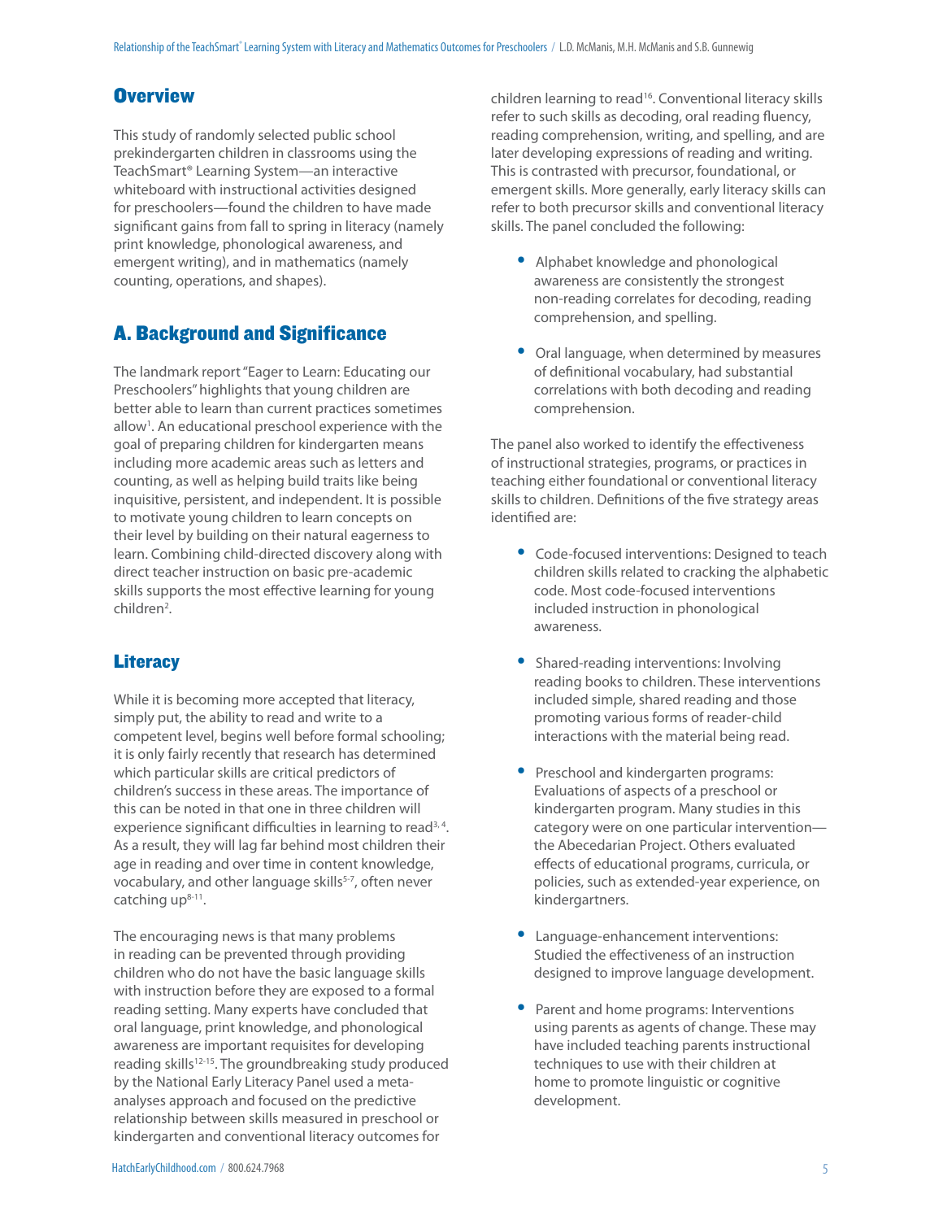## Overview

This study of randomly selected public school prekindergarten children in classrooms using the TeachSmart® Learning System—an interactive whiteboard with instructional activities designed for preschoolers—found the children to have made significant gains from fall to spring in literacy (namely print knowledge, phonological awareness, and emergent writing), and in mathematics (namely counting, operations, and shapes).

## A. Background and Significance

The landmark report "Eager to Learn: Educating our Preschoolers" highlights that young children are better able to learn than current practices sometimes allow[1]. An educational preschool experience with the goal of preparing children for kindergarten means including more academic areas such as letters and counting, as well as helping build traits like being inquisitive, persistent, and independent. It is possible to motivate young children to learn concepts on their level by building on their natural eagerness to learn. Combining child-directed discovery along with direct teacher instruction on basic pre-academic skills supports the most effective learning for young children[2].

### Literacy

While it is becoming more accepted that literacy, simply put, the ability to read and write to a competent level, begins well before formal schooling; it is only fairly recently that research has determined which particular skills are critical predictors of children's success in these areas. The importance of this can be noted in that one in three children will experience significant difficulties in learning to read[3, 4]. As a result, they will lag far behind most children their age in reading and over time in content knowledge, vocabulary, and other language skills[5-7], often never catching up[8-11].

The encouraging news is that many problems in reading can be prevented through providing children who do not have the basic language skills with instruction before they are exposed to a formal reading setting. Many experts have concluded that oral language, print knowledge, and phonological awareness are important requisites for developing reading skills[12-15]. The groundbreaking study produced by the National Early Literacy Panel used a meta-analyses approach and focused on the predictive relationship between skills measured in preschool or kindergarten and conventional literacy outcomes for children learning to read[16]. Conventional literacy skills refer to such skills as decoding, oral reading fluency, reading comprehension, writing, and spelling, and are later developing expressions of reading and writing. This is contrasted with precursor, foundational, or emergent skills. More generally, early literacy skills can refer to both precursor skills and conventional literacy skills. The panel concluded the following:

- Alphabet knowledge and phonological awareness are consistently the strongest non-reading correlates for decoding, reading comprehension, and spelling.
- Oral language, when determined by measures of definitional vocabulary, had substantial correlations with both decoding and reading comprehension.

The panel also worked to identify the effectiveness of instructional strategies, programs, or practices in teaching either foundational or conventional literacy skills to children. Definitions of the five strategy areas identified are:

- Code-focused interventions: Designed to teach children skills related to cracking the alphabetic code. Most code-focused interventions included instruction in phonological awareness.
- Shared-reading interventions: Involving reading books to children. These interventions included simple, shared reading and those promoting various forms of reader-child interactions with the material being read.
- Preschool and kindergarten programs: Evaluations of aspects of a preschool or kindergarten program. Many studies in this category were on one particular intervention—the Abecedarian Project. Others evaluated effects of educational programs, curricula, or policies, such as extended-year experience, on kindergartners.
- Language-enhancement interventions: Studied the effectiveness of an instruction designed to improve language development.
- Parent and home programs: Interventions using parents as agents of change. These may have included teaching parents instructional techniques to use with their children at home to promote linguistic or cognitive development.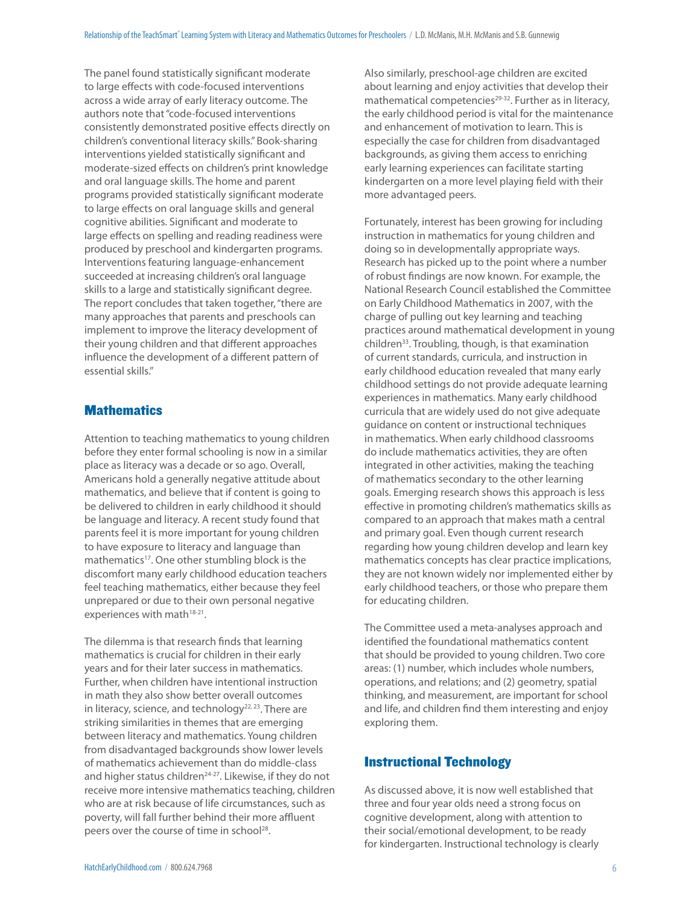The panel found statistically significant moderate to large effects with code-focused interventions across a wide array of early literacy outcome. The authors note that "code-focused interventions consistently demonstrated positive effects directly on children's conventional literacy skills." Book-sharing interventions yielded statistically significant and moderate-sized effects on children's print knowledge and oral language skills. The home and parent programs provided statistically significant moderate to large effects on oral language skills and general cognitive abilities. Significant and moderate to large effects on spelling and reading readiness were produced by preschool and kindergarten programs. Interventions featuring language-enhancement succeeded at increasing children's oral language skills to a large and statistically significant degree. The report concludes that taken together, "there are many approaches that parents and preschools can implement to improve the literacy development of their young children and that different approaches influence the development of a different pattern of essential skills."

## Mathematics

Attention to teaching mathematics to young children before they enter formal schooling is now in a similar place as literacy was a decade or so ago. Overall, Americans hold a generally negative attitude about mathematics, and believe that if content is going to be delivered to children in early childhood it should be language and literacy. A recent study found that parents feel it is more important for young children to have exposure to literacy and language than mathematics[17]. One other stumbling block is the discomfort many early childhood education teachers feel teaching mathematics, either because they feel unprepared or due to their own personal negative experiences with math[18-21].

The dilemma is that research finds that learning mathematics is crucial for children in their early years and for their later success in mathematics. Further, when children have intentional instruction in math they also show better overall outcomes in literacy, science, and technology[22, 23]. There are striking similarities in themes that are emerging between literacy and mathematics. Young children from disadvantaged backgrounds show lower levels of mathematics achievement than do middle-class and higher status children[24-27]. Likewise, if they do not receive more intensive mathematics teaching, children who are at risk because of life circumstances, such as poverty, will fall further behind their more affluent peers over the course of time in school[28].

Also similarly, preschool-age children are excited about learning and enjoy activities that develop their mathematical competencies[29-32]. Further as in literacy, the early childhood period is vital for the maintenance and enhancement of motivation to learn. This is especially the case for children from disadvantaged backgrounds, as giving them access to enriching early learning experiences can facilitate starting kindergarten on a more level playing field with their more advantaged peers.

Fortunately, interest has been growing for including instruction in mathematics for young children and doing so in developmentally appropriate ways. Research has picked up to the point where a number of robust findings are now known. For example, the National Research Council established the Committee on Early Childhood Mathematics in 2007, with the charge of pulling out key learning and teaching practices around mathematical development in young children[33]. Troubling, though, is that examination of current standards, curricula, and instruction in early childhood education revealed that many early childhood settings do not provide adequate learning experiences in mathematics. Many early childhood curricula that are widely used do not give adequate guidance on content or instructional techniques in mathematics. When early childhood classrooms do include mathematics activities, they are often integrated in other activities, making the teaching of mathematics secondary to the other learning goals. Emerging research shows this approach is less effective in promoting children's mathematics skills as compared to an approach that makes math a central and primary goal. Even though current research regarding how young children develop and learn key mathematics concepts has clear practice implications, they are not known widely nor implemented either by early childhood teachers, or those who prepare them for educating children.

The Committee used a meta-analyses approach and identified the foundational mathematics content that should be provided to young children. Two core areas: (1) number, which includes whole numbers, operations, and relations; and (2) geometry, spatial thinking, and measurement, are important for school and life, and children find them interesting and enjoy exploring them.

## Instructional Technology

As discussed above, it is now well established that three and four year olds need a strong focus on cognitive development, along with attention to their social/emotional development, to be ready for kindergarten. Instructional technology is clearly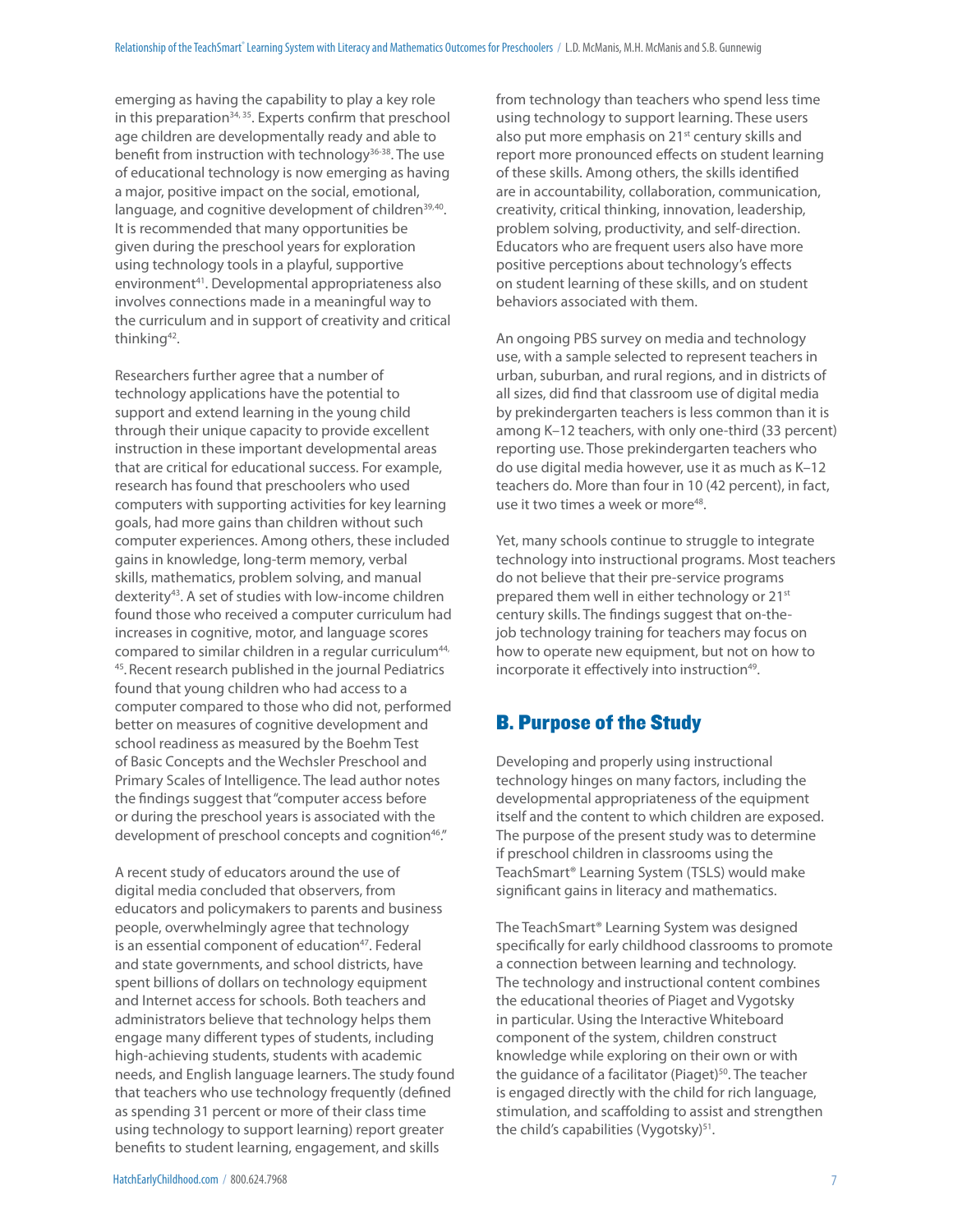emerging as having the capability to play a key role in this preparation[34, 35]. Experts confirm that preschool age children are developmentally ready and able to benefit from instruction with technology[36-38]. The use of educational technology is now emerging as having a major, positive impact on the social, emotional, language, and cognitive development of children[39,40]. It is recommended that many opportunities be given during the preschool years for exploration using technology tools in a playful, supportive environment[41]. Developmental appropriateness also involves connections made in a meaningful way to the curriculum and in support of creativity and critical thinking[42].

Researchers further agree that a number of technology applications have the potential to support and extend learning in the young child through their unique capacity to provide excellent instruction in these important developmental areas that are critical for educational success. For example, research has found that preschoolers who used computers with supporting activities for key learning goals, had more gains than children without such computer experiences. Among others, these included gains in knowledge, long-term memory, verbal skills, mathematics, problem solving, and manual dexterity[43]. A set of studies with low-income children found those who received a computer curriculum had increases in cognitive, motor, and language scores compared to similar children in a regular curriculum[44, 45]. Recent research published in the journal Pediatrics found that young children who had access to a computer compared to those who did not, performed better on measures of cognitive development and school readiness as measured by the Boehm Test of Basic Concepts and the Wechsler Preschool and Primary Scales of Intelligence. The lead author notes the findings suggest that "computer access before or during the preschool years is associated with the development of preschool concepts and cognition[46]."

A recent study of educators around the use of digital media concluded that observers, from educators and policymakers to parents and business people, overwhelmingly agree that technology is an essential component of education[47]. Federal and state governments, and school districts, have spent billions of dollars on technology equipment and Internet access for schools. Both teachers and administrators believe that technology helps them engage many different types of students, including high-achieving students, students with academic needs, and English language learners. The study found that teachers who use technology frequently (defined as spending 31 percent or more of their class time using technology to support learning) report greater benefits to student learning, engagement, and skills from technology than teachers who spend less time using technology to support learning. These users also put more emphasis on 21st century skills and report more pronounced effects on student learning of these skills. Among others, the skills identified are in accountability, collaboration, communication, creativity, critical thinking, innovation, leadership, problem solving, productivity, and self-direction. Educators who are frequent users also have more positive perceptions about technology's effects on student learning of these skills, and on student behaviors associated with them.

An ongoing PBS survey on media and technology use, with a sample selected to represent teachers in urban, suburban, and rural regions, and in districts of all sizes, did find that classroom use of digital media by prekindergarten teachers is less common than it is among K–12 teachers, with only one-third (33 percent) reporting use. Those prekindergarten teachers who do use digital media however, use it as much as K–12 teachers do. More than four in 10 (42 percent), in fact, use it two times a week or more[48].

Yet, many schools continue to struggle to integrate technology into instructional programs. Most teachers do not believe that their pre-service programs prepared them well in either technology or 21st century skills. The findings suggest that on-the-job technology training for teachers may focus on how to operate new equipment, but not on how to incorporate it effectively into instruction[49].

## B. Purpose of the Study

Developing and properly using instructional technology hinges on many factors, including the developmental appropriateness of the equipment itself and the content to which children are exposed. The purpose of the present study was to determine if preschool children in classrooms using the TeachSmart® Learning System (TSLS) would make significant gains in literacy and mathematics.

The TeachSmart® Learning System was designed specifically for early childhood classrooms to promote a connection between learning and technology. The technology and instructional content combines the educational theories of Piaget and Vygotsky in particular. Using the Interactive Whiteboard component of the system, children construct knowledge while exploring on their own or with the guidance of a facilitator (Piaget)[50]. The teacher is engaged directly with the child for rich language, stimulation, and scaffolding to assist and strengthen the child's capabilities (Vygotsky)[51].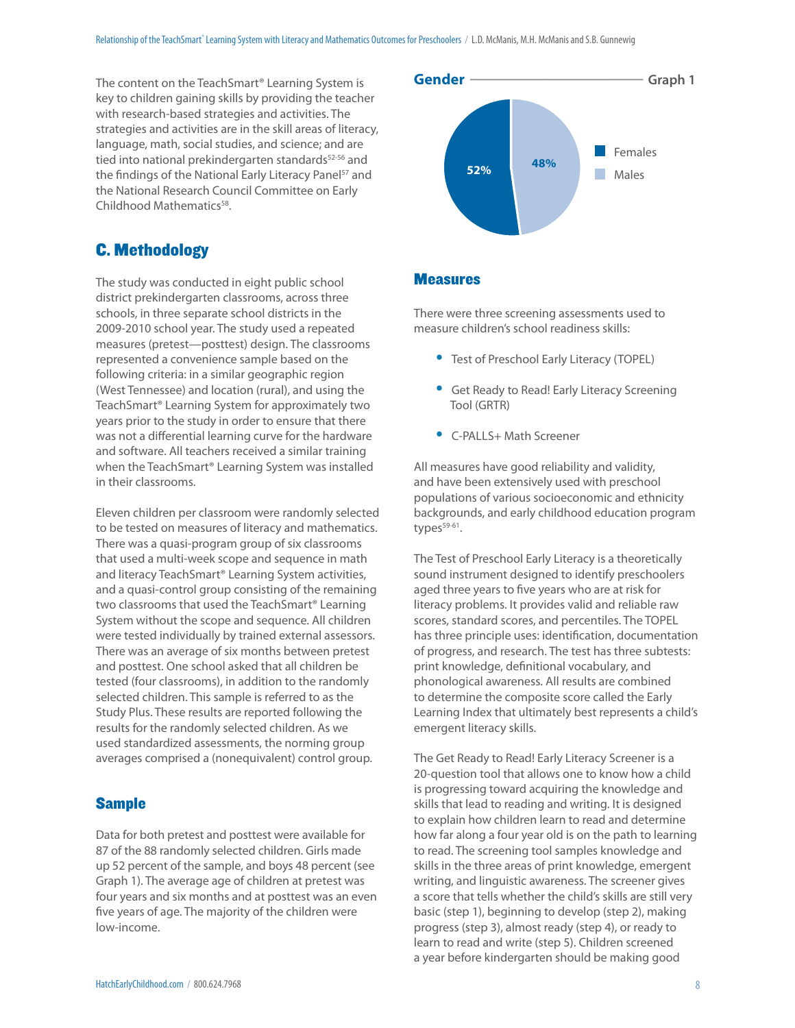The content on the TeachSmart® Learning System is key to children gaining skills by providing the teacher with research-based strategies and activities. The strategies and activities are in the skill areas of literacy, language, math, social studies, and science; and are tied into national prekindergarten standards[52-56] and the findings of the National Early Literacy Panel[57] and the National Research Council Committee on Early Childhood Mathematics[58].

## C. Methodology

The study was conducted in eight public school district prekindergarten classrooms, across three schools, in three separate school districts in the 2009-2010 school year. The study used a repeated measures (pretest—posttest) design. The classrooms represented a convenience sample based on the following criteria: in a similar geographic region (West Tennessee) and location (rural), and using the TeachSmart® Learning System for approximately two years prior to the study in order to ensure that there was not a differential learning curve for the hardware and software. All teachers received a similar training when the TeachSmart® Learning System was installed in their classrooms.

Eleven children per classroom were randomly selected to be tested on measures of literacy and mathematics. There was a quasi-program group of six classrooms that used a multi-week scope and sequence in math and literacy TeachSmart® Learning System activities, and a quasi-control group consisting of the remaining two classrooms that used the TeachSmart® Learning System without the scope and sequence. All children were tested individually by trained external assessors. There was an average of six months between pretest and posttest. One school asked that all children be tested (four classrooms), in addition to the randomly selected children. This sample is referred to as the Study Plus. These results are reported following the results for the randomly selected children. As we used standardized assessments, the norming group averages comprised a (nonequivalent) control group.

### Sample

Data for both pretest and posttest were available for 87 of the 88 randomly selected children. Girls made up 52 percent of the sample, and boys 48 percent (see Graph 1). The average age of children at pretest was four years and six months and at posttest was an even five years of age. The majority of the children were low-income.

**Gender — Graph 1**

| Gender | Percent |
|---|---|
| Females | 52% |
| Males | 48% |

### Measures

There were three screening assessments used to measure children's school readiness skills:

- Test of Preschool Early Literacy (TOPEL)
- Get Ready to Read! Early Literacy Screening Tool (GRTR)
- C-PALLS+ Math Screener

All measures have good reliability and validity, and have been extensively used with preschool populations of various socioeconomic and ethnicity backgrounds, and early childhood education program types[59-61].

The Test of Preschool Early Literacy is a theoretically sound instrument designed to identify preschoolers aged three years to five years who are at risk for literacy problems. It provides valid and reliable raw scores, standard scores, and percentiles. The TOPEL has three principle uses: identification, documentation of progress, and research. The test has three subtests: print knowledge, definitional vocabulary, and phonological awareness. All results are combined to determine the composite score called the Early Learning Index that ultimately best represents a child's emergent literacy skills.

The Get Ready to Read! Early Literacy Screener is a 20-question tool that allows one to know how a child is progressing toward acquiring the knowledge and skills that lead to reading and writing. It is designed to explain how children learn to read and determine how far along a four year old is on the path to learning to read. The screening tool samples knowledge and skills in the three areas of print knowledge, emergent writing, and linguistic awareness. The screener gives a score that tells whether the child's skills are still very basic (step 1), beginning to develop (step 2), making progress (step 3), almost ready (step 4), or ready to learn to read and write (step 5). Children screened a year before kindergarten should be making good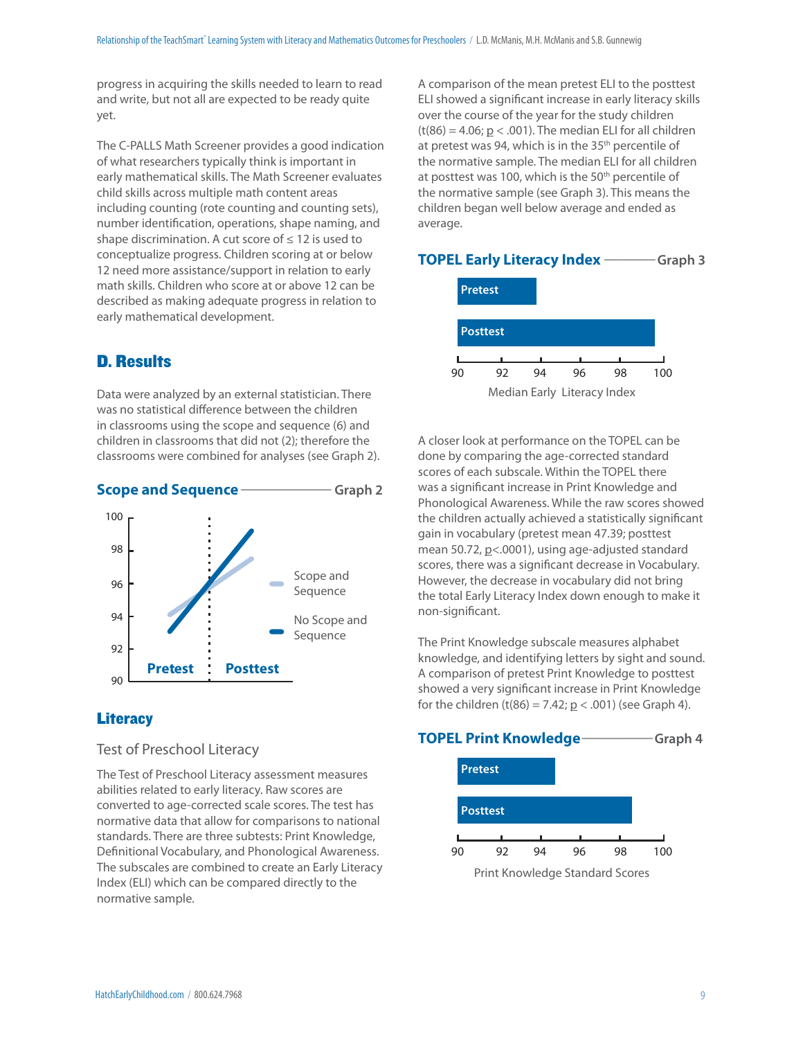progress in acquiring the skills needed to learn to read and write, but not all are expected to be ready quite yet.

The C-PALLS Math Screener provides a good indication of what researchers typically think is important in early mathematical skills. The Math Screener evaluates child skills across multiple math content areas including counting (rote counting and counting sets), number identification, operations, shape naming, and shape discrimination. A cut score of ≤ 12 is used to conceptualize progress. Children scoring at or below 12 need more assistance/support in relation to early math skills. Children who score at or above 12 can be described as making adequate progress in relation to early mathematical development.

## D. Results

Data were analyzed by an external statistician. There was no statistical difference between the children in classrooms using the scope and sequence (6) and children in classrooms that did not (2); therefore the classrooms were combined for analyses (see Graph 2).

**Scope and Sequence** — Graph 2

## Literacy

### Test of Preschool Literacy

The Test of Preschool Literacy assessment measures abilities related to early literacy. Raw scores are converted to age-corrected scale scores. The test has normative data that allow for comparisons to national standards. There are three subtests: Print Knowledge, Definitional Vocabulary, and Phonological Awareness. The subscales are combined to create an Early Literacy Index (ELI) which can be compared directly to the normative sample.

A comparison of the mean pretest ELI to the posttest ELI showed a significant increase in early literacy skills over the course of the year for the study children ($t(86) = 4.06$; $p < .001$). The median ELI for all children at pretest was 94, which is in the 35th percentile of the normative sample. The median ELI for all children at posttest was 100, which is the 50th percentile of the normative sample (see Graph 3). This means the children began well below average and ended as average.

**TOPEL Early Literacy Index** — Graph 3

A closer look at performance on the TOPEL can be done by comparing the age-corrected standard scores of each subscale. Within the TOPEL there was a significant increase in Print Knowledge and Phonological Awareness. While the raw scores showed the children actually achieved a statistically significant gain in vocabulary (pretest mean 47.39; posttest mean 50.72, $p<.0001$), using age-adjusted standard scores, there was a significant decrease in Vocabulary. However, the decrease in vocabulary did not bring the total Early Literacy Index down enough to make it non-significant.

The Print Knowledge subscale measures alphabet knowledge, and identifying letters by sight and sound. A comparison of pretest Print Knowledge to posttest showed a very significant increase in Print Knowledge for the children ($t(86) = 7.42$; $p < .001$) (see Graph 4).

**TOPEL Print Knowledge** — Graph 4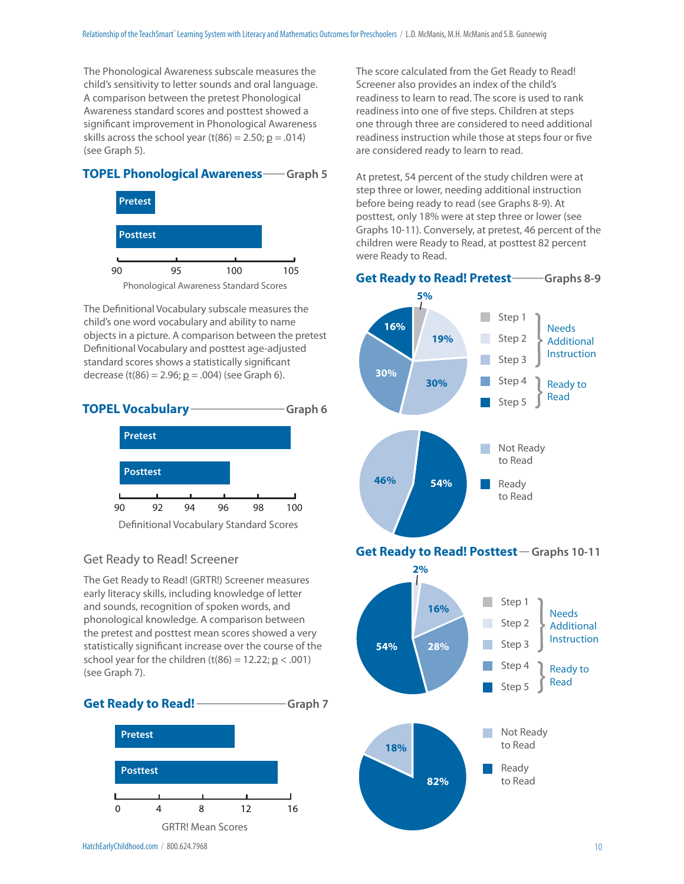The Phonological Awareness subscale measures the child's sensitivity to letter sounds and oral language. A comparison between the pretest Phonological Awareness standard scores and posttest showed a significant improvement in Phonological Awareness skills across the school year ($t(86) = 2.50$; $p = .014$) (see Graph 5).

**TOPEL Phonological Awareness** — Graph 5

Pretest

Posttest

90 95 100 105

Phonological Awareness Standard Scores

The Definitional Vocabulary subscale measures the child's one word vocabulary and ability to name objects in a picture. A comparison between the pretest Definitional Vocabulary and posttest age-adjusted standard scores shows a statistically significant decrease ($t(86) = 2.96$; $p = .004$) (see Graph 6).

**TOPEL Vocabulary** — Graph 6

Pretest

Posttest

90 92 94 96 98 100

Definitional Vocabulary Standard Scores

## Get Ready to Read! Screener

The Get Ready to Read! (GRTR!) Screener measures early literacy skills, including knowledge of letter and sounds, recognition of spoken words, and phonological knowledge. A comparison between the pretest and posttest mean scores showed a very statistically significant increase over the course of the school year for the children ($t(86) = 12.22$; $p < .001$) (see Graph 7).

**Get Ready to Read!** — Graph 7

Pretest

Posttest

0 4 8 12 16

GRTR! Mean Scores

The score calculated from the Get Ready to Read! Screener also provides an index of the child's readiness to learn to read. The score is used to rank readiness into one of five steps. Children at steps one through three are considered to need additional readiness instruction while those at steps four or five are considered ready to learn to read.

At pretest, 54 percent of the study children were at step three or lower, needing additional instruction before being ready to read (see Graphs 8-9). At posttest, only 18% were at step three or lower (see Graphs 10-11). Conversely, at pretest, 46 percent of the children were Ready to Read, at posttest 82 percent were Ready to Read.

**Get Ready to Read! Pretest** — Graphs 8-9

5% 19% 30% 30% 16%

Step 1, Step 2, Step 3 — Needs Additional Instruction

Step 4, Step 5 — Ready to Read

46% 54%

Not Ready to Read

Ready to Read

**Get Ready to Read! Posttest** — Graphs 10-11

2% 16% 28% 54%

Step 1, Step 2, Step 3 — Needs Additional Instruction

Step 4, Step 5 — Ready to Read

18% 82%

Not Ready to Read

Ready to Read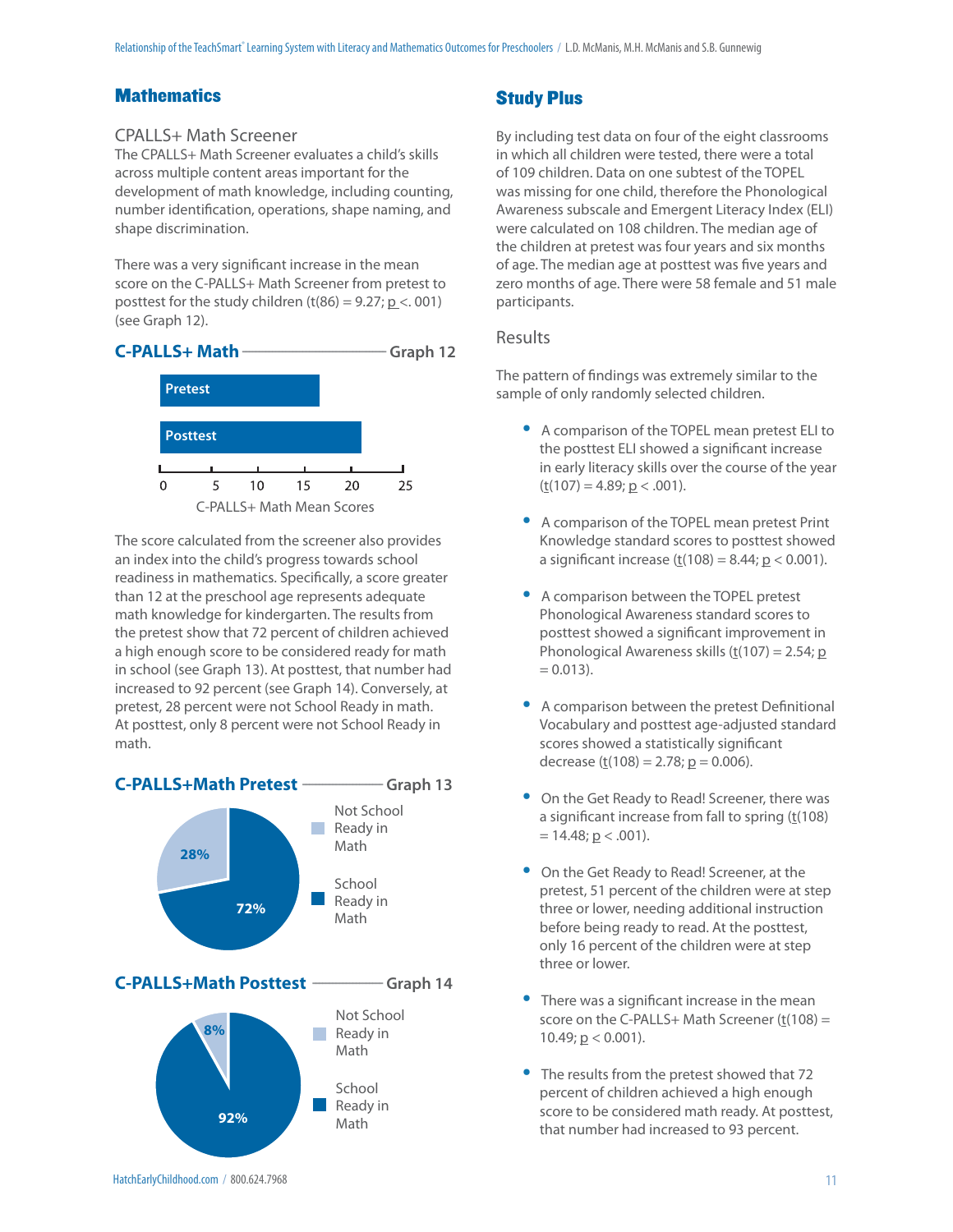## Mathematics

### CPALLS+ Math Screener

The CPALLS+ Math Screener evaluates a child's skills across multiple content areas important for the development of math knowledge, including counting, number identification, operations, shape naming, and shape discrimination.

There was a very significant increase in the mean score on the C-PALLS+ Math Screener from pretest to posttest for the study children ($t(86) = 9.27$; $p < .001$) (see Graph 12).

**C-PALLS+ Math** — Graph 12

Pretest

Posttest

0 5 10 15 20 25

C-PALLS+ Math Mean Scores

The score calculated from the screener also provides an index into the child's progress towards school readiness in mathematics. Specifically, a score greater than 12 at the preschool age represents adequate math knowledge for kindergarten. The results from the pretest show that 72 percent of children achieved a high enough score to be considered ready for math in school (see Graph 13). At posttest, that number had increased to 92 percent (see Graph 14). Conversely, at pretest, 28 percent were not School Ready in math. At posttest, only 8 percent were not School Ready in math.

**C-PALLS+Math Pretest** — Graph 13

28% Not School Ready in Math

72% School Ready in Math

**C-PALLS+Math Posttest** — Graph 14

8% Not School Ready in Math

92% School Ready in Math

## Study Plus

By including test data on four of the eight classrooms in which all children were tested, there were a total of 109 children. Data on one subtest of the TOPEL was missing for one child, therefore the Phonological Awareness subscale and Emergent Literacy Index (ELI) were calculated on 108 children. The median age of the children at pretest was four years and six months of age. The median age at posttest was five years and zero months of age. There were 58 female and 51 male participants.

### Results

The pattern of findings was extremely similar to the sample of only randomly selected children.

- A comparison of the TOPEL mean pretest ELI to the posttest ELI showed a significant increase in early literacy skills over the course of the year ($t(107) = 4.89$; $p < .001$).
- A comparison of the TOPEL mean pretest Print Knowledge standard scores to posttest showed a significant increase ($t(108) = 8.44$; $p < 0.001$).
- A comparison between the TOPEL pretest Phonological Awareness standard scores to posttest showed a significant improvement in Phonological Awareness skills ($t(107) = 2.54$; $p = 0.013$).
- A comparison between the pretest Definitional Vocabulary and posttest age-adjusted standard scores showed a statistically significant decrease ($t(108) = 2.78$; $p = 0.006$).
- On the Get Ready to Read! Screener, there was a significant increase from fall to spring ($t(108) = 14.48$; $p < .001$).
- On the Get Ready to Read! Screener, at the pretest, 51 percent of the children were at step three or lower, needing additional instruction before being ready to read. At the posttest, only 16 percent of the children were at step three or lower.
- There was a significant increase in the mean score on the C-PALLS+ Math Screener ($t(108) = 10.49$; $p < 0.001$).
- The results from the pretest showed that 72 percent of children achieved a high enough score to be considered math ready. At posttest, that number had increased to 93 percent.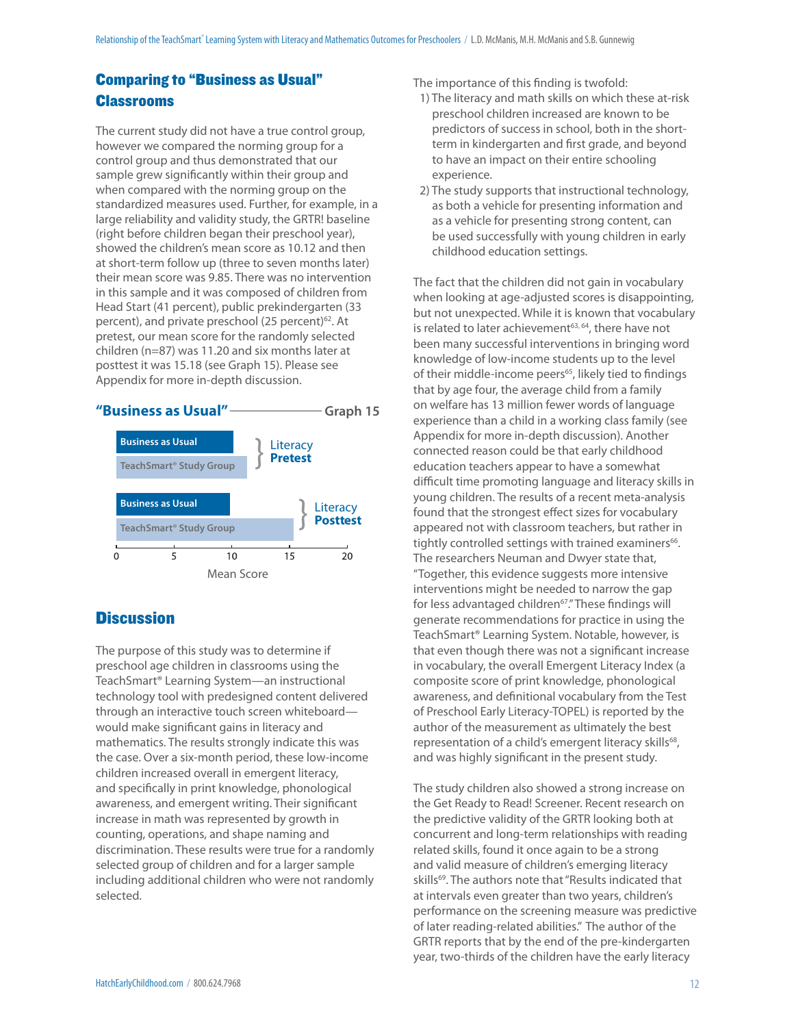## Comparing to "Business as Usual" Classrooms

The current study did not have a true control group, however we compared the norming group for a control group and thus demonstrated that our sample grew significantly within their group and when compared with the norming group on the standardized measures used. Further, for example, in a large reliability and validity study, the GRTR! baseline (right before children began their preschool year), showed the children's mean score as 10.12 and then at short-term follow up (three to seven months later) their mean score was 9.85. There was no intervention in this sample and it was composed of children from Head Start (41 percent), public prekindergarten (33 percent), and private preschool (25 percent)[62]. At pretest, our mean score for the randomly selected children (n=87) was 11.20 and six months later at posttest it was 15.18 (see Graph 15). Please see Appendix for more in-depth discussion.

**"Business as Usual"** — **Graph 15**

Literacy **Pretest**: Business as Usual; TeachSmart® Study Group

Literacy **Posttest**: Business as Usual; TeachSmart® Study Group

Mean Score (0, 5, 10, 15, 20)

## Discussion

The purpose of this study was to determine if preschool age children in classrooms using the TeachSmart® Learning System—an instructional technology tool with predesigned content delivered through an interactive touch screen whiteboard—would make significant gains in literacy and mathematics. The results strongly indicate this was the case. Over a six-month period, these low-income children increased overall in emergent literacy, and specifically in print knowledge, phonological awareness, and emergent writing. Their significant increase in math was represented by growth in counting, operations, and shape naming and discrimination. These results were true for a randomly selected group of children and for a larger sample including additional children who were not randomly selected.

The importance of this finding is twofold:

1) The literacy and math skills on which these at-risk preschool children increased are known to be predictors of success in school, both in the short-term in kindergarten and first grade, and beyond to have an impact on their entire schooling experience.
2) The study supports that instructional technology, as both a vehicle for presenting information and as a vehicle for presenting strong content, can be used successfully with young children in early childhood education settings.

The fact that the children did not gain in vocabulary when looking at age-adjusted scores is disappointing, but not unexpected. While it is known that vocabulary is related to later achievement[63, 64], there have not been many successful interventions in bringing word knowledge of low-income students up to the level of their middle-income peers[65], likely tied to findings that by age four, the average child from a family on welfare has 13 million fewer words of language experience than a child in a working class family (see Appendix for more in-depth discussion). Another connected reason could be that early childhood education teachers appear to have a somewhat difficult time promoting language and literacy skills in young children. The results of a recent meta-analysis found that the strongest effect sizes for vocabulary appeared not with classroom teachers, but rather in tightly controlled settings with trained examiners[66]. The researchers Neuman and Dwyer state that, "Together, this evidence suggests more intensive interventions might be needed to narrow the gap for less advantaged children[67]." These findings will generate recommendations for practice in using the TeachSmart® Learning System. Notable, however, is that even though there was not a significant increase in vocabulary, the overall Emergent Literacy Index (a composite score of print knowledge, phonological awareness, and definitional vocabulary from the Test of Preschool Early Literacy-TOPEL) is reported by the author of the measurement as ultimately the best representation of a child's emergent literacy skills[68], and was highly significant in the present study.

The study children also showed a strong increase on the Get Ready to Read! Screener. Recent research on the predictive validity of the GRTR looking both at concurrent and long-term relationships with reading related skills, found it once again to be a strong and valid measure of children's emerging literacy skills[69]. The authors note that "Results indicated that at intervals even greater than two years, children's performance on the screening measure was predictive of later reading-related abilities." The author of the GRTR reports that by the end of the pre-kindergarten year, two-thirds of the children have the early literacy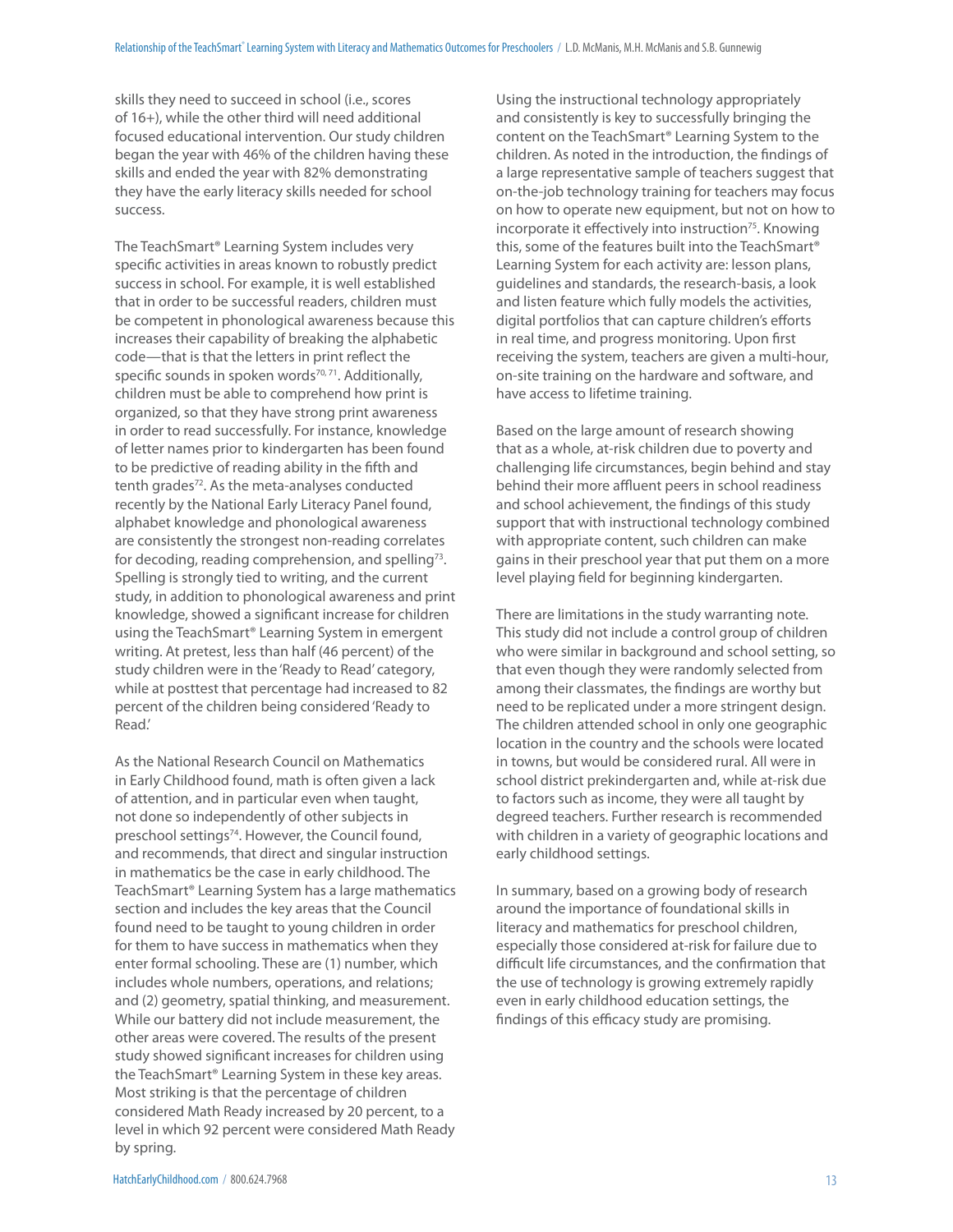skills they need to succeed in school (i.e., scores of 16+), while the other third will need additional focused educational intervention. Our study children began the year with 46% of the children having these skills and ended the year with 82% demonstrating they have the early literacy skills needed for school success.

The TeachSmart® Learning System includes very specific activities in areas known to robustly predict success in school. For example, it is well established that in order to be successful readers, children must be competent in phonological awareness because this increases their capability of breaking the alphabetic code—that is that the letters in print reflect the specific sounds in spoken words[70, 71]. Additionally, children must be able to comprehend how print is organized, so that they have strong print awareness in order to read successfully. For instance, knowledge of letter names prior to kindergarten has been found to be predictive of reading ability in the fifth and tenth grades[72]. As the meta-analyses conducted recently by the National Early Literacy Panel found, alphabet knowledge and phonological awareness are consistently the strongest non-reading correlates for decoding, reading comprehension, and spelling[73]. Spelling is strongly tied to writing, and the current study, in addition to phonological awareness and print knowledge, showed a significant increase for children using the TeachSmart® Learning System in emergent writing. At pretest, less than half (46 percent) of the study children were in the 'Ready to Read' category, while at posttest that percentage had increased to 82 percent of the children being considered 'Ready to Read.'

As the National Research Council on Mathematics in Early Childhood found, math is often given a lack of attention, and in particular even when taught, not done so independently of other subjects in preschool settings[74]. However, the Council found, and recommends, that direct and singular instruction in mathematics be the case in early childhood. The TeachSmart® Learning System has a large mathematics section and includes the key areas that the Council found need to be taught to young children in order for them to have success in mathematics when they enter formal schooling. These are (1) number, which includes whole numbers, operations, and relations; and (2) geometry, spatial thinking, and measurement. While our battery did not include measurement, the other areas were covered. The results of the present study showed significant increases for children using the TeachSmart® Learning System in these key areas. Most striking is that the percentage of children considered Math Ready increased by 20 percent, to a level in which 92 percent were considered Math Ready by spring.

Using the instructional technology appropriately and consistently is key to successfully bringing the content on the TeachSmart® Learning System to the children. As noted in the introduction, the findings of a large representative sample of teachers suggest that on-the-job technology training for teachers may focus on how to operate new equipment, but not on how to incorporate it effectively into instruction[75]. Knowing this, some of the features built into the TeachSmart® Learning System for each activity are: lesson plans, guidelines and standards, the research-basis, a look and listen feature which fully models the activities, digital portfolios that can capture children's efforts in real time, and progress monitoring. Upon first receiving the system, teachers are given a multi-hour, on-site training on the hardware and software, and have access to lifetime training.

Based on the large amount of research showing that as a whole, at-risk children due to poverty and challenging life circumstances, begin behind and stay behind their more affluent peers in school readiness and school achievement, the findings of this study support that with instructional technology combined with appropriate content, such children can make gains in their preschool year that put them on a more level playing field for beginning kindergarten.

There are limitations in the study warranting note. This study did not include a control group of children who were similar in background and school setting, so that even though they were randomly selected from among their classmates, the findings are worthy but need to be replicated under a more stringent design. The children attended school in only one geographic location in the country and the schools were located in towns, but would be considered rural. All were in school district prekindergarten and, while at-risk due to factors such as income, they were all taught by degreed teachers. Further research is recommended with children in a variety of geographic locations and early childhood settings.

In summary, based on a growing body of research around the importance of foundational skills in literacy and mathematics for preschool children, especially those considered at-risk for failure due to difficult life circumstances, and the confirmation that the use of technology is growing extremely rapidly even in early childhood education settings, the findings of this efficacy study are promising.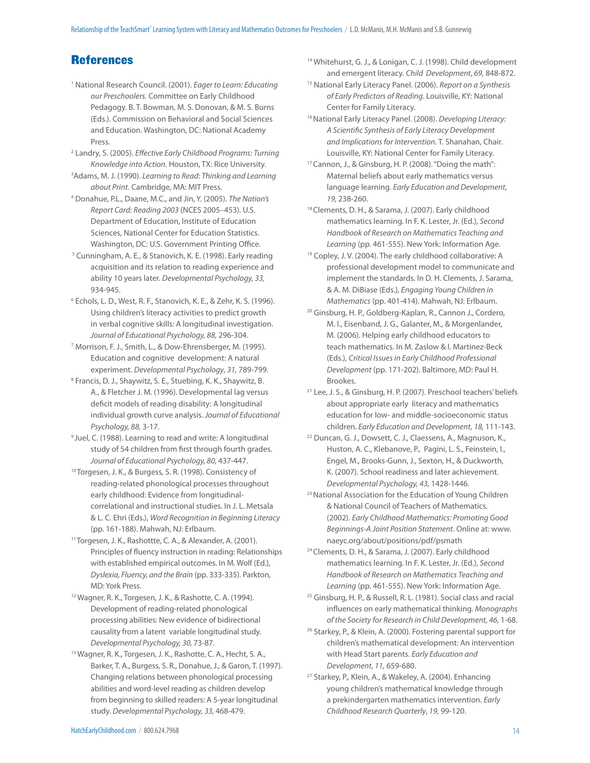## References

[1] National Research Council. (2001). *Eager to Learn: Educating our Preschoolers.* Committee on Early Childhood Pedagogy. B. T. Bowman, M. S. Donovan, & M. S. Burns (Eds.). Commission on Behavioral and Social Sciences and Education. Washington, DC: National Academy Press.

[2] Landry, S. (2005). *Effective Early Childhood Programs: Turning Knowledge into Action.* Houston, TX: Rice University.

[3] Adams, M. J. (1990). *Learning to Read: Thinking and Learning about Print.* Cambridge, MA: MIT Press.

[4] Donahue, P.L., Daane, M.C., and Jin, Y. (2005). *The Nation's Report Card: Reading 2003* (NCES 2005–453). U.S. Department of Education, Institute of Education Sciences, National Center for Education Statistics. Washington, DC: U.S. Government Printing Office.

[5] Cunningham, A. E., & Stanovich, K. E. (1998). Early reading acquisition and its relation to reading experience and ability 10 years later. *Developmental Psychology, 33,* 934-945.

[6] Echols, L. D., West, R. F., Stanovich, K. E., & Zehr, K. S. (1996). Using children's literacy activities to predict growth in verbal cognitive skills: A longitudinal investigation. *Journal of Educational Psychology, 88,* 296-304.

[7] Morrison, F. J., Smith, L., & Dow-Ehrensberger, M. (1995). Education and cognitive development: A natural experiment. *Developmental Psychology*, *31,* 789-799.

[8] Francis, D. J., Shaywitz, S. E., Stuebing, K. K., Shaywitz, B. A., & Fletcher J. M. (1996). Developmental lag versus deficit models of reading disability: A longitudinal individual growth curve analysis. *Journal of Educational Psychology, 88,* 3-17.

[9] Juel, C. (1988). Learning to read and write: A longitudinal study of 54 children from first through fourth grades. *Journal of Educational Psychology, 80,* 437-447.

[10] Torgesen, J. K., & Burgess, S. R. (1998). Consistency of reading-related phonological processes throughout early childhood: Evidence from longitudinal-correlational and instructional studies. In J. L. Metsala & L. C. Ehri (Eds.), *Word Recognition in Beginning Literacy* (pp. 161-188). Mahwah, NJ: Erlbaum.

[11] Torgesen, J. K., Rashottte, C. A., & Alexander, A. (2001). Principles of fluency instruction in reading: Relationships with established empirical outcomes. In M. Wolf (Ed.), *Dyslexia, Fluency, and the Brain* (pp. 333-335). Parkton, MD: York Press.

[12] Wagner, R. K., Torgesen, J. K., & Rashotte, C. A. (1994). Development of reading-related phonological processing abilities: New evidence of bidirectional causality from a latent variable longitudinal study. *Developmental Psychology, 30,* 73-87.

[13] Wagner, R. K., Torgesen, J. K., Rashotte, C. A., Hecht, S. A., Barker, T. A., Burgess, S. R., Donahue, J., & Garon, T. (1997). Changing relations between phonological processing abilities and word-level reading as children develop from beginning to skilled readers: A 5-year longitudinal study. *Developmental Psychology, 33,* 468-479.

[14] Whitehurst, G. J., & Lonigan, C. J. (1998). Child development and emergent literacy. *Child Development*, *69,* 848-872.

[15] National Early Literacy Panel. (2006). *Report on a Synthesis of Early Predictors of Reading*. Louisville, KY: National Center for Family Literacy.

[16] National Early Literacy Panel. (2008). *Developing Literacy: A Scientific Synthesis of Early Literacy Development and Implications for Intervention.* T. Shanahan, Chair. Louisville, KY: National Center for Family Literacy.

[17] Cannon, J., & Ginsburg, H. P. (2008). "Doing the math": Maternal beliefs about early mathematics versus language learning. *Early Education and Development*, *19,* 238-260.

[18] Clements, D. H., & Sarama, J. (2007). Early childhood mathematics learning. In F. K. Lester, Jr. (Ed.), *Second Handbook of Research on Mathematics Teaching and Learning* (pp. 461-555). New York: Information Age.

[19] Copley, J. V. (2004). The early childhood collaborative: A professional development model to communicate and implement the standards. In D. H. Clements, J. Sarama, & A. M. DiBiase (Eds.), *Engaging Young Children in Mathematics* (pp. 401-414). Mahwah, NJ: Erlbaum.

[20] Ginsburg, H. P., Goldberg-Kaplan, R., Cannon J., Cordero, M. I., Eisenband, J. G., Galanter, M., & Morgenlander, M. (2006). Helping early childhood educators to teach mathematics. In M. Zaslow & I. Martinez-Beck (Eds.), *Critical Issues in Early Childhood Professional Development* (pp. 171-202). Baltimore, MD: Paul H. Brookes.

[21] Lee, J. S., & Ginsburg, H. P. (2007). Preschool teachers' beliefs about appropriate early literacy and mathematics education for low- and middle-socioeconomic status children. *Early Education and Development*, *18,* 111-143.

[22] Duncan, G. J., Dowsett, C. J., Claessens, A., Magnuson, K., Huston, A. C., Klebanove, P., Pagini, L. S., Feinstein, I., Engel, M., Brooks-Gunn, J., Sexton, H., & Duckworth, K. (2007). School readiness and later achievement. *Developmental Psychology, 43,* 1428-1446.

[23] National Association for the Education of Young Children & National Council of Teachers of Mathematics. (2002). *Early Childhood Mathematics: Promoting Good Beginnings-A Joint Position Statement*. Online at: www.naeyc.org/about/positions/pdf/psmath

[24] Clements, D. H., & Sarama, J. (2007). Early childhood mathematics learning. In F. K. Lester, Jr. (Ed.), *Second Handbook of Research on Mathematics Teaching and Learning* (pp. 461-555). New York: Information Age.

[25] Ginsburg, H. P., & Russell, R. L. (1981). Social class and racial influences on early mathematical thinking. *Monographs of the Society for Research in Child Development, 46,* 1-68.

[26] Starkey, P., & Klein, A. (2000). Fostering parental support for children's mathematical development: An intervention with Head Start parents. *Early Education and Development, 11,* 659-680.

[27] Starkey, P., Klein, A., & Wakeley, A. (2004). Enhancing young children's mathematical knowledge through a prekindergarten mathematics intervention. *Early Childhood Research Quarterly*, *19,* 99-120.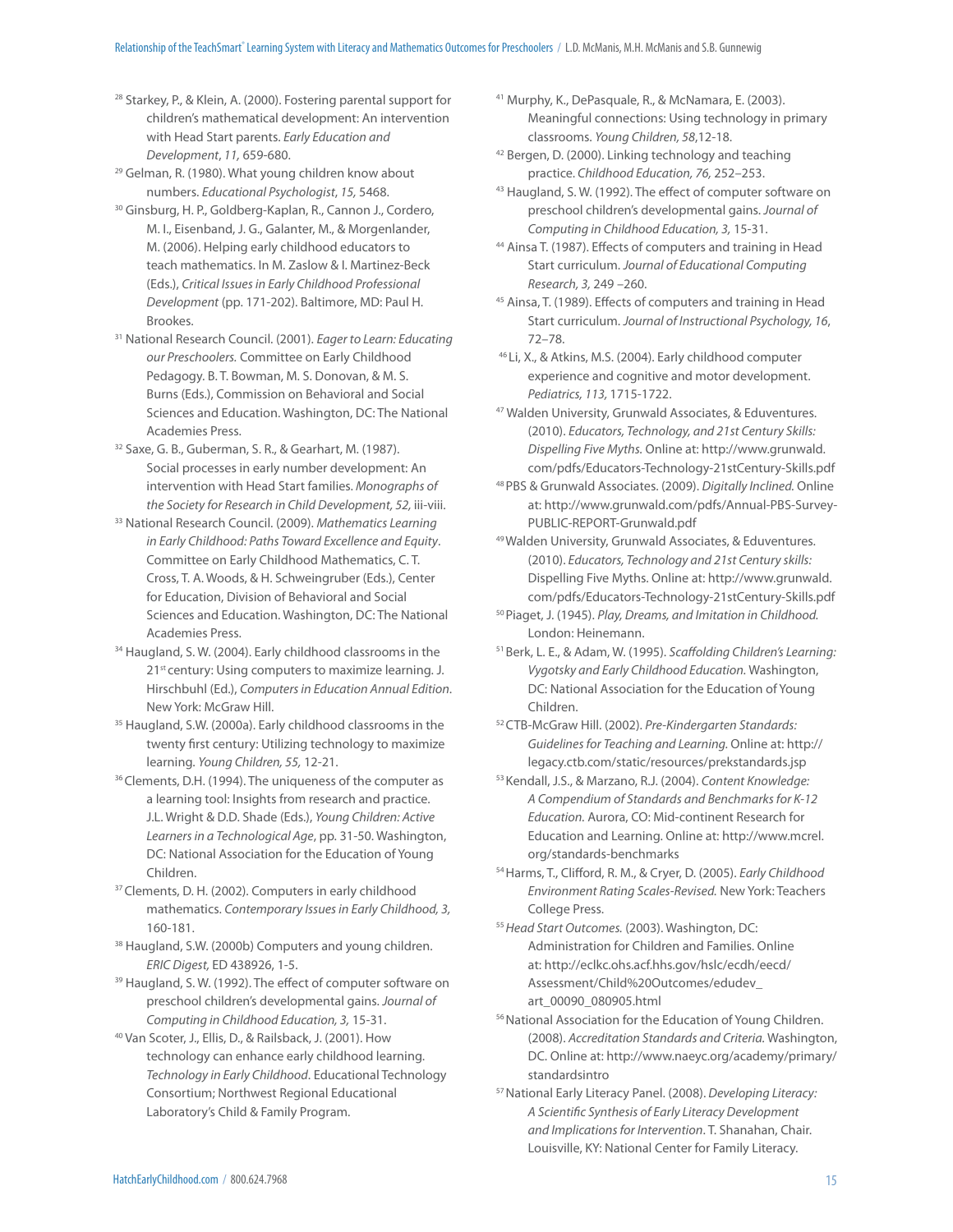[28] Starkey, P., & Klein, A. (2000). Fostering parental support for children's mathematical development: An intervention with Head Start parents. *Early Education and Development*, *11,* 659-680.

[29] Gelman, R. (1980). What young children know about numbers. *Educational Psychologist*, *15,* 5468.

[30] Ginsburg, H. P., Goldberg-Kaplan, R., Cannon J., Cordero, M. I., Eisenband, J. G., Galanter, M., & Morgenlander, M. (2006). Helping early childhood educators to teach mathematics. In M. Zaslow & I. Martinez-Beck (Eds.), *Critical Issues in Early Childhood Professional Development* (pp. 171-202). Baltimore, MD: Paul H. Brookes.

[31] National Research Council. (2001). *Eager to Learn: Educating our Preschoolers.* Committee on Early Childhood Pedagogy. B. T. Bowman, M. S. Donovan, & M. S. Burns (Eds.), Commission on Behavioral and Social Sciences and Education. Washington, DC: The National Academies Press.

[32] Saxe, G. B., Guberman, S. R., & Gearhart, M. (1987). Social processes in early number development: An intervention with Head Start families. *Monographs of the Society for Research in Child Development, 52,* iii-viii.

[33] National Research Council. (2009). *Mathematics Learning in Early Childhood: Paths Toward Excellence and Equity*. Committee on Early Childhood Mathematics, C. T. Cross, T. A. Woods, & H. Schweingruber (Eds.), Center for Education, Division of Behavioral and Social Sciences and Education. Washington, DC: The National Academies Press.

[34] Haugland, S. W. (2004). Early childhood classrooms in the 21st century: Using computers to maximize learning. J. Hirschbuhl (Ed.), *Computers in Education Annual Edition*. New York: McGraw Hill.

[35] Haugland, S.W. (2000a). Early childhood classrooms in the twenty first century: Utilizing technology to maximize learning. *Young Children, 55,* 12-21.

[36] Clements, D.H. (1994). The uniqueness of the computer as a learning tool: Insights from research and practice. J.L. Wright & D.D. Shade (Eds.), *Young Children: Active Learners in a Technological Age*, pp. 31-50. Washington, DC: National Association for the Education of Young Children.

[37] Clements, D. H. (2002). Computers in early childhood mathematics. *Contemporary Issues in Early Childhood, 3,* 160-181.

[38] Haugland, S.W. (2000b) Computers and young children. *ERIC Digest,* ED 438926, 1-5.

[39] Haugland, S. W. (1992). The effect of computer software on preschool children's developmental gains. *Journal of Computing in Childhood Education, 3,* 15-31.

[40] Van Scoter, J., Ellis, D., & Railsback, J. (2001). How technology can enhance early childhood learning. *Technology in Early Childhood*. Educational Technology Consortium; Northwest Regional Educational Laboratory's Child & Family Program.

[41] Murphy, K., DePasquale, R., & McNamara, E. (2003). Meaningful connections: Using technology in primary classrooms. *Young Children, 58,*12-18.

[42] Bergen, D. (2000). Linking technology and teaching practice. *Childhood Education, 76,* 252–253.

[43] Haugland, S. W. (1992). The effect of computer software on preschool children's developmental gains. *Journal of Computing in Childhood Education, 3,* 15-31.

[44] Ainsa T. (1987). Effects of computers and training in Head Start curriculum. *Journal of Educational Computing Research, 3,* 249 –260.

[45] Ainsa, T. (1989). Effects of computers and training in Head Start curriculum. *Journal of Instructional Psychology, 16*, 72–78.

[46] Li, X., & Atkins, M.S. (2004). Early childhood computer experience and cognitive and motor development. *Pediatrics, 113,* 1715-1722.

[47] Walden University, Grunwald Associates, & Eduventures. (2010). *Educators, Technology, and 21st Century Skills: Dispelling Five Myths.* Online at: http://www.grunwald.com/pdfs/Educators-Technology-21stCentury-Skills.pdf

[48] PBS & Grunwald Associates. (2009). *Digitally Inclined.* Online at: http://www.grunwald.com/pdfs/Annual-PBS-Survey-PUBLIC-REPORT-Grunwald.pdf

[49] Walden University, Grunwald Associates, & Eduventures. (2010). *Educators, Technology and 21st Century skills:* Dispelling Five Myths. Online at: http://www.grunwald.com/pdfs/Educators-Technology-21stCentury-Skills.pdf

[50] Piaget, J. (1945). *Play, Dreams, and Imitation in Childhood.* London: Heinemann.

[51] Berk, L. E., & Adam, W. (1995). *Scaffolding Children's Learning: Vygotsky and Early Childhood Education.* Washington, DC: National Association for the Education of Young Children.

[52] CTB-McGraw Hill. (2002). *Pre-Kindergarten Standards: Guidelines for Teaching and Learning.* Online at: http://legacy.ctb.com/static/resources/prekstandards.jsp

[53] Kendall, J.S., & Marzano, R.J. (2004). *Content Knowledge: A Compendium of Standards and Benchmarks for K-12 Education.* Aurora, CO: Mid-continent Research for Education and Learning. Online at: http://www.mcrel.org/standards-benchmarks

[54] Harms, T., Clifford, R. M., & Cryer, D. (2005). *Early Childhood Environment Rating Scales-Revised.* New York: Teachers College Press.

[55] *Head Start Outcomes.* (2003). Washington, DC: Administration for Children and Families. Online at: http://eclkc.ohs.acf.hhs.gov/hslc/ecdh/eecd/Assessment/Child%20Outcomes/edudev_art_00090_080905.html

[56] National Association for the Education of Young Children. (2008). *Accreditation Standards and Criteria.* Washington, DC. Online at: http://www.naeyc.org/academy/primary/standardsintro

[57] National Early Literacy Panel. (2008). *Developing Literacy: A Scientific Synthesis of Early Literacy Development and Implications for Intervention*. T. Shanahan, Chair. Louisville, KY: National Center for Family Literacy.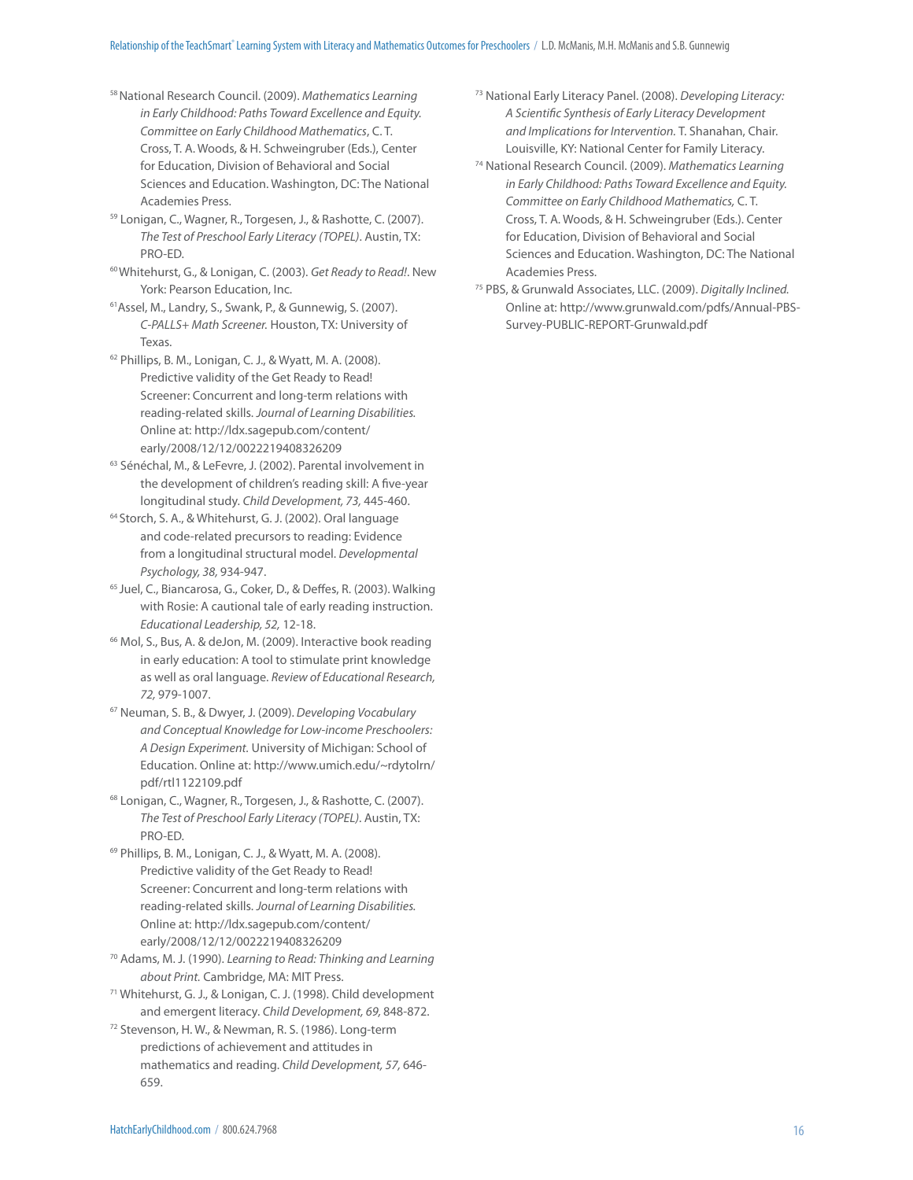[58] National Research Council. (2009). *Mathematics Learning in Early Childhood: Paths Toward Excellence and Equity. Committee on Early Childhood Mathematics*, C. T. Cross, T. A. Woods, & H. Schweingruber (Eds.), Center for Education, Division of Behavioral and Social Sciences and Education. Washington, DC: The National Academies Press.

[59] Lonigan, C., Wagner, R., Torgesen, J., & Rashotte, C. (2007). *The Test of Preschool Early Literacy (TOPEL)*. Austin, TX: PRO-ED.

[60] Whitehurst, G., & Lonigan, C. (2003). *Get Ready to Read!*. New York: Pearson Education, Inc.

[61] Assel, M., Landry, S., Swank, P., & Gunnewig, S. (2007). *C-PALLS+ Math Screener.* Houston, TX: University of Texas.

[62] Phillips, B. M., Lonigan, C. J., & Wyatt, M. A. (2008). Predictive validity of the Get Ready to Read! Screener: Concurrent and long-term relations with reading-related skills. *Journal of Learning Disabilities.* Online at: http://ldx.sagepub.com/content/early/2008/12/12/0022219408326209

[63] Sénéchal, M., & LeFevre, J. (2002). Parental involvement in the development of children's reading skill: A five-year longitudinal study. *Child Development, 73,* 445-460.

[64] Storch, S. A., & Whitehurst, G. J. (2002). Oral language and code-related precursors to reading: Evidence from a longitudinal structural model. *Developmental Psychology, 38,* 934-947.

[65] Juel, C., Biancarosa, G., Coker, D., & Deffes, R. (2003). Walking with Rosie: A cautional tale of early reading instruction. *Educational Leadership, 52,* 12-18.

[66] Mol, S., Bus, A. & deJon, M. (2009). Interactive book reading in early education: A tool to stimulate print knowledge as well as oral language. *Review of Educational Research, 72,* 979-1007.

[67] Neuman, S. B., & Dwyer, J. (2009). *Developing Vocabulary and Conceptual Knowledge for Low-income Preschoolers: A Design Experiment.* University of Michigan: School of Education. Online at: http://www.umich.edu/~rdytolrn/pdf/rtl1122109.pdf

[68] Lonigan, C., Wagner, R., Torgesen, J., & Rashotte, C. (2007). *The Test of Preschool Early Literacy (TOPEL)*. Austin, TX: PRO-ED.

[69] Phillips, B. M., Lonigan, C. J., & Wyatt, M. A. (2008). Predictive validity of the Get Ready to Read! Screener: Concurrent and long-term relations with reading-related skills. *Journal of Learning Disabilities.* Online at: http://ldx.sagepub.com/content/early/2008/12/12/0022219408326209

[70] Adams, M. J. (1990). *Learning to Read: Thinking and Learning about Print.* Cambridge, MA: MIT Press.

[71] Whitehurst, G. J., & Lonigan, C. J. (1998). Child development and emergent literacy. *Child Development, 69,* 848-872.

[72] Stevenson, H. W., & Newman, R. S. (1986). Long-term predictions of achievement and attitudes in mathematics and reading. *Child Development, 57,* 646-659.

[73] National Early Literacy Panel. (2008). *Developing Literacy: A Scientific Synthesis of Early Literacy Development and Implications for Intervention.* T. Shanahan, Chair. Louisville, KY: National Center for Family Literacy.

[74] National Research Council. (2009). *Mathematics Learning in Early Childhood: Paths Toward Excellence and Equity. Committee on Early Childhood Mathematics,* C. T. Cross, T. A. Woods, & H. Schweingruber (Eds.). Center for Education, Division of Behavioral and Social Sciences and Education. Washington, DC: The National Academies Press.

[75] PBS, & Grunwald Associates, LLC. (2009). *Digitally Inclined.* Online at: http://www.grunwald.com/pdfs/Annual-PBS-Survey-PUBLIC-REPORT-Grunwald.pdf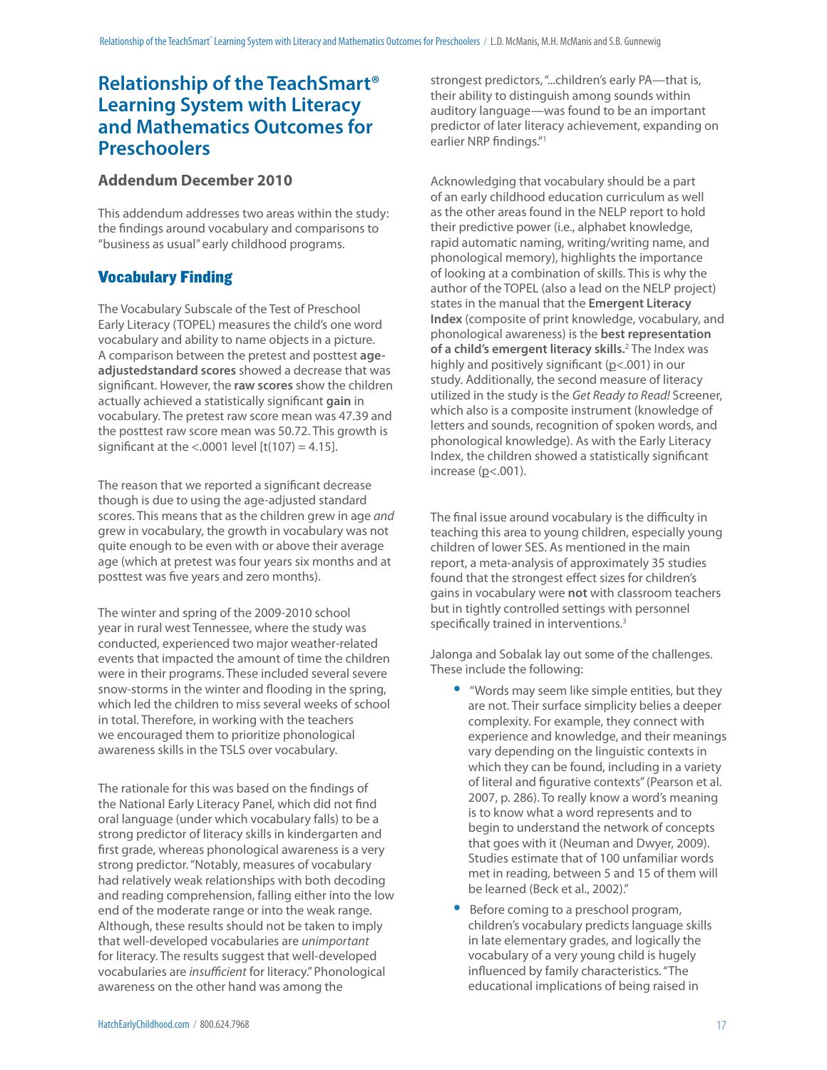# Relationship of the TeachSmart® Learning System with Literacy and Mathematics Outcomes for Preschoolers

## Addendum December 2010

This addendum addresses two areas within the study: the findings around vocabulary and comparisons to "business as usual" early childhood programs.

### Vocabulary Finding

The Vocabulary Subscale of the Test of Preschool Early Literacy (TOPEL) measures the child's one word vocabulary and ability to name objects in a picture. A comparison between the pretest and posttest **age-adjustedstandard scores** showed a decrease that was significant. However, the **raw scores** show the children actually achieved a statistically significant **gain** in vocabulary. The pretest raw score mean was 47.39 and the posttest raw score mean was 50.72. This growth is significant at the <.0001 level [$t(107) = 4.15$].

The reason that we reported a significant decrease though is due to using the age-adjusted standard scores. This means that as the children grew in age *and* grew in vocabulary, the growth in vocabulary was not quite enough to be even with or above their average age (which at pretest was four years six months and at posttest was five years and zero months).

The winter and spring of the 2009-2010 school year in rural west Tennessee, where the study was conducted, experienced two major weather-related events that impacted the amount of time the children were in their programs. These included several severe snow-storms in the winter and flooding in the spring, which led the children to miss several weeks of school in total. Therefore, in working with the teachers we encouraged them to prioritize phonological awareness skills in the TSLS over vocabulary.

The rationale for this was based on the findings of the National Early Literacy Panel, which did not find oral language (under which vocabulary falls) to be a strong predictor of literacy skills in kindergarten and first grade, whereas phonological awareness is a very strong predictor. "Notably, measures of vocabulary had relatively weak relationships with both decoding and reading comprehension, falling either into the low end of the moderate range or into the weak range. Although, these results should not be taken to imply that well-developed vocabularies are *unimportant* for literacy. The results suggest that well-developed vocabularies are *insufficient* for literacy." Phonological awareness on the other hand was among the strongest predictors, "...children's early PA—that is, their ability to distinguish among sounds within auditory language—was found to be an important predictor of later literacy achievement, expanding on earlier NRP findings."[1]

Acknowledging that vocabulary should be a part of an early childhood education curriculum as well as the other areas found in the NELP report to hold their predictive power (i.e., alphabet knowledge, rapid automatic naming, writing/writing name, and phonological memory), highlights the importance of looking at a combination of skills. This is why the author of the TOPEL (also a lead on the NELP project) states in the manual that the **Emergent Literacy Index** (composite of print knowledge, vocabulary, and phonological awareness) is the **best representation of a child's emergent literacy skills.**[2] The Index was highly and positively significant ($p<.001$) in our study. Additionally, the second measure of literacy utilized in the study is the *Get Ready to Read!* Screener, which also is a composite instrument (knowledge of letters and sounds, recognition of spoken words, and phonological knowledge). As with the Early Literacy Index, the children showed a statistically significant increase ($p<.001$).

The final issue around vocabulary is the difficulty in teaching this area to young children, especially young children of lower SES. As mentioned in the main report, a meta-analysis of approximately 35 studies found that the strongest effect sizes for children's gains in vocabulary were **not** with classroom teachers but in tightly controlled settings with personnel specifically trained in interventions.[3]

Jalonga and Sobalak lay out some of the challenges. These include the following:

- "Words may seem like simple entities, but they are not. Their surface simplicity belies a deeper complexity. For example, they connect with experience and knowledge, and their meanings vary depending on the linguistic contexts in which they can be found, including in a variety of literal and figurative contexts" (Pearson et al. 2007, p. 286). To really know a word's meaning is to know what a word represents and to begin to understand the network of concepts that goes with it (Neuman and Dwyer, 2009). Studies estimate that of 100 unfamiliar words met in reading, between 5 and 15 of them will be learned (Beck et al., 2002)."
- Before coming to a preschool program, children's vocabulary predicts language skills in late elementary grades, and logically the vocabulary of a very young child is hugely influenced by family characteristics. "The educational implications of being raised in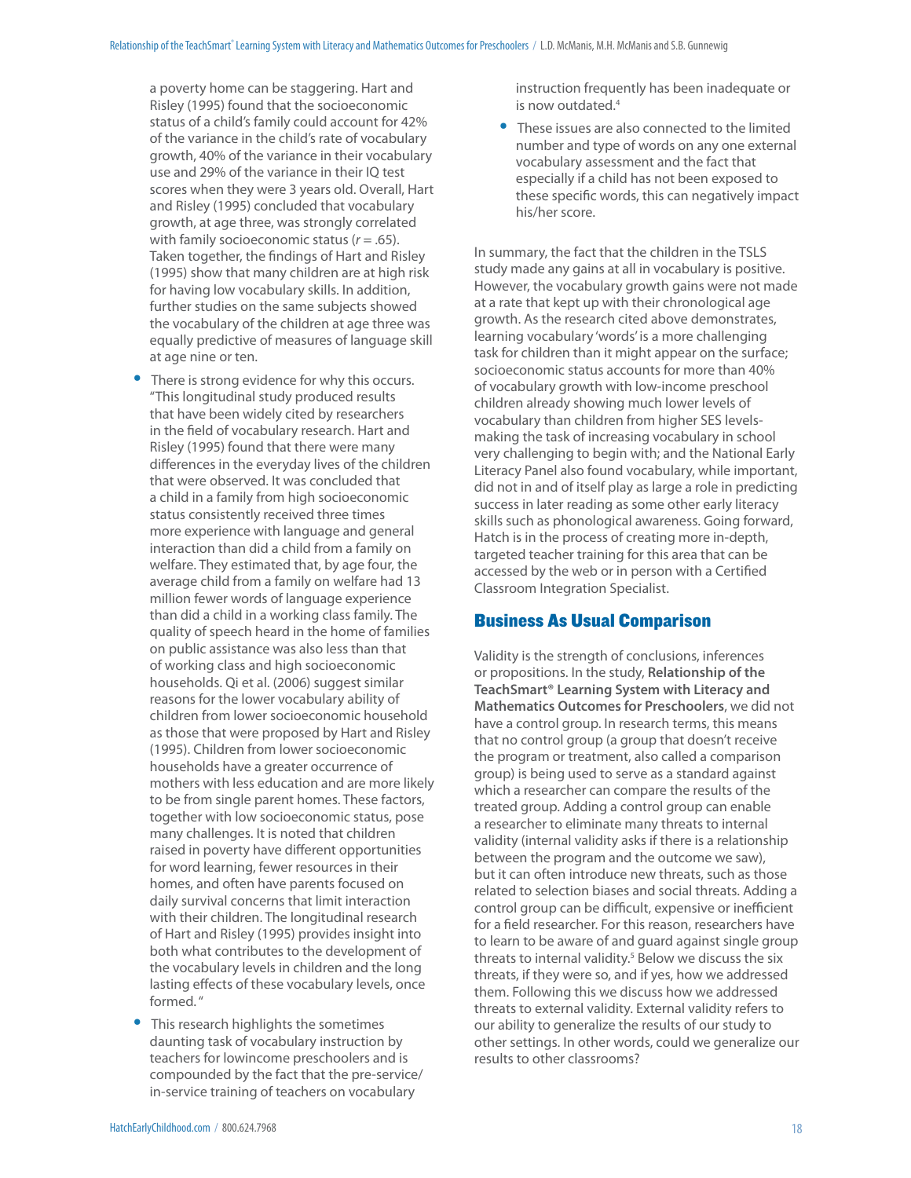a poverty home can be staggering. Hart and Risley (1995) found that the socioeconomic status of a child's family could account for 42% of the variance in the child's rate of vocabulary growth, 40% of the variance in their vocabulary use and 29% of the variance in their IQ test scores when they were 3 years old. Overall, Hart and Risley (1995) concluded that vocabulary growth, at age three, was strongly correlated with family socioeconomic status ($r = .65$). Taken together, the findings of Hart and Risley (1995) show that many children are at high risk for having low vocabulary skills. In addition, further studies on the same subjects showed the vocabulary of the children at age three was equally predictive of measures of language skill at age nine or ten.

- There is strong evidence for why this occurs. "This longitudinal study produced results that have been widely cited by researchers in the field of vocabulary research. Hart and Risley (1995) found that there were many differences in the everyday lives of the children that were observed. It was concluded that a child in a family from high socioeconomic status consistently received three times more experience with language and general interaction than did a child from a family on welfare. They estimated that, by age four, the average child from a family on welfare had 13 million fewer words of language experience than did a child in a working class family. The quality of speech heard in the home of families on public assistance was also less than that of working class and high socioeconomic households. Qi et al. (2006) suggest similar reasons for the lower vocabulary ability of children from lower socioeconomic household as those that were proposed by Hart and Risley (1995). Children from lower socioeconomic households have a greater occurrence of mothers with less education and are more likely to be from single parent homes. These factors, together with low socioeconomic status, pose many challenges. It is noted that children raised in poverty have different opportunities for word learning, fewer resources in their homes, and often have parents focused on daily survival concerns that limit interaction with their children. The longitudinal research of Hart and Risley (1995) provides insight into both what contributes to the development of the vocabulary levels in children and the long lasting effects of these vocabulary levels, once formed."
- This research highlights the sometimes daunting task of vocabulary instruction by teachers for lowincome preschoolers and is compounded by the fact that the pre-service/ in-service training of teachers on vocabulary instruction frequently has been inadequate or is now outdated.[4]
- These issues are also connected to the limited number and type of words on any one external vocabulary assessment and the fact that especially if a child has not been exposed to these specific words, this can negatively impact his/her score.

In summary, the fact that the children in the TSLS study made any gains at all in vocabulary is positive. However, the vocabulary growth gains were not made at a rate that kept up with their chronological age growth. As the research cited above demonstrates, learning vocabulary 'words' is a more challenging task for children than it might appear on the surface; socioeconomic status accounts for more than 40% of vocabulary growth with low-income preschool children already showing much lower levels of vocabulary than children from higher SES levels- making the task of increasing vocabulary in school very challenging to begin with; and the National Early Literacy Panel also found vocabulary, while important, did not in and of itself play as large a role in predicting success in later reading as some other early literacy skills such as phonological awareness. Going forward, Hatch is in the process of creating more in-depth, targeted teacher training for this area that can be accessed by the web or in person with a Certified Classroom Integration Specialist.

## Business As Usual Comparison

Validity is the strength of conclusions, inferences or propositions. In the study, **Relationship of the TeachSmart® Learning System with Literacy and Mathematics Outcomes for Preschoolers**, we did not have a control group. In research terms, this means that no control group (a group that doesn't receive the program or treatment, also called a comparison group) is being used to serve as a standard against which a researcher can compare the results of the treated group. Adding a control group can enable a researcher to eliminate many threats to internal validity (internal validity asks if there is a relationship between the program and the outcome we saw), but it can often introduce new threats, such as those related to selection biases and social threats. Adding a control group can be difficult, expensive or inefficient for a field researcher. For this reason, researchers have to learn to be aware of and guard against single group threats to internal validity.[5] Below we discuss the six threats, if they were so, and if yes, how we addressed them. Following this we discuss how we addressed threats to external validity. External validity refers to our ability to generalize the results of our study to other settings. In other words, could we generalize our results to other classrooms?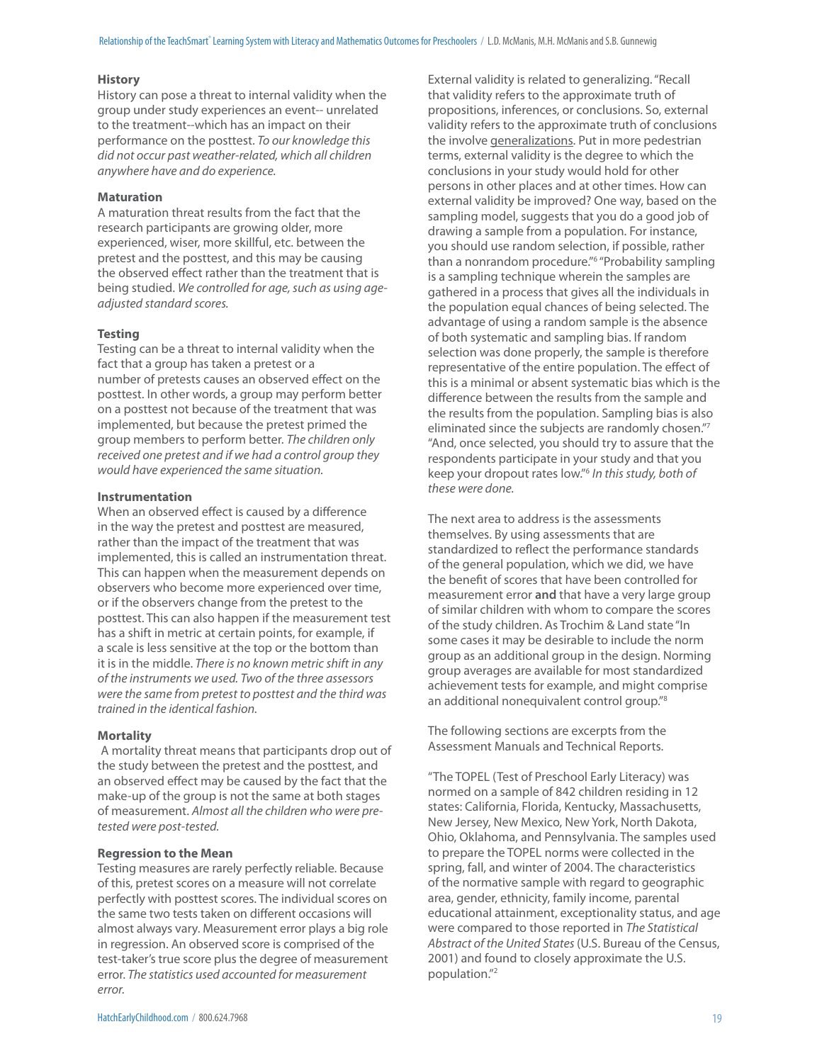### History

History can pose a threat to internal validity when the group under study experiences an event-- unrelated to the treatment--which has an impact on their performance on the posttest. *To our knowledge this did not occur past weather-related, which all children anywhere have and do experience.*

### Maturation

A maturation threat results from the fact that the research participants are growing older, more experienced, wiser, more skillful, etc. between the pretest and the posttest, and this may be causing the observed effect rather than the treatment that is being studied. *We controlled for age, such as using age-adjusted standard scores.*

### Testing

Testing can be a threat to internal validity when the fact that a group has taken a pretest or a number of pretests causes an observed effect on the posttest. In other words, a group may perform better on a posttest not because of the treatment that was implemented, but because the pretest primed the group members to perform better. *The children only received one pretest and if we had a control group they would have experienced the same situation.*

### Instrumentation

When an observed effect is caused by a difference in the way the pretest and posttest are measured, rather than the impact of the treatment that was implemented, this is called an instrumentation threat. This can happen when the measurement depends on observers who become more experienced over time, or if the observers change from the pretest to the posttest. This can also happen if the measurement test has a shift in metric at certain points, for example, if a scale is less sensitive at the top or the bottom than it is in the middle. *There is no known metric shift in any of the instruments we used. Two of the three assessors were the same from pretest to posttest and the third was trained in the identical fashion.*

### Mortality

A mortality threat means that participants drop out of the study between the pretest and the posttest, and an observed effect may be caused by the fact that the make-up of the group is not the same at both stages of measurement. *Almost all the children who were pre-tested were post-tested.*

### Regression to the Mean

Testing measures are rarely perfectly reliable. Because of this, pretest scores on a measure will not correlate perfectly with posttest scores. The individual scores on the same two tests taken on different occasions will almost always vary. Measurement error plays a big role in regression. An observed score is comprised of the test-taker's true score plus the degree of measurement error. *The statistics used accounted for measurement error.*

External validity is related to generalizing. "Recall that validity refers to the approximate truth of propositions, inferences, or conclusions. So, external validity refers to the approximate truth of conclusions the involve generalizations. Put in more pedestrian terms, external validity is the degree to which the conclusions in your study would hold for other persons in other places and at other times. How can external validity be improved? One way, based on the sampling model, suggests that you do a good job of drawing a sample from a population. For instance, you should use random selection, if possible, rather than a nonrandom procedure."[6] "Probability sampling is a sampling technique wherein the samples are gathered in a process that gives all the individuals in the population equal chances of being selected. The advantage of using a random sample is the absence of both systematic and sampling bias. If random selection was done properly, the sample is therefore representative of the entire population. The effect of this is a minimal or absent systematic bias which is the difference between the results from the sample and the results from the population. Sampling bias is also eliminated since the subjects are randomly chosen."[7] "And, once selected, you should try to assure that the respondents participate in your study and that you keep your dropout rates low."[6] *In this study, both of these were done.*

The next area to address is the assessments themselves. By using assessments that are standardized to reflect the performance standards of the general population, which we did, we have the benefit of scores that have been controlled for measurement error **and** that have a very large group of similar children with whom to compare the scores of the study children. As Trochim & Land state "In some cases it may be desirable to include the norm group as an additional group in the design. Norming group averages are available for most standardized achievement tests for example, and might comprise an additional nonequivalent control group."[8]

The following sections are excerpts from the Assessment Manuals and Technical Reports.

"The TOPEL (Test of Preschool Early Literacy) was normed on a sample of 842 children residing in 12 states: California, Florida, Kentucky, Massachusetts, New Jersey, New Mexico, New York, North Dakota, Ohio, Oklahoma, and Pennsylvania. The samples used to prepare the TOPEL norms were collected in the spring, fall, and winter of 2004. The characteristics of the normative sample with regard to geographic area, gender, ethnicity, family income, parental educational attainment, exceptionality status, and age were compared to those reported in *The Statistical Abstract of the United States* (U.S. Bureau of the Census, 2001) and found to closely approximate the U.S. population."[2]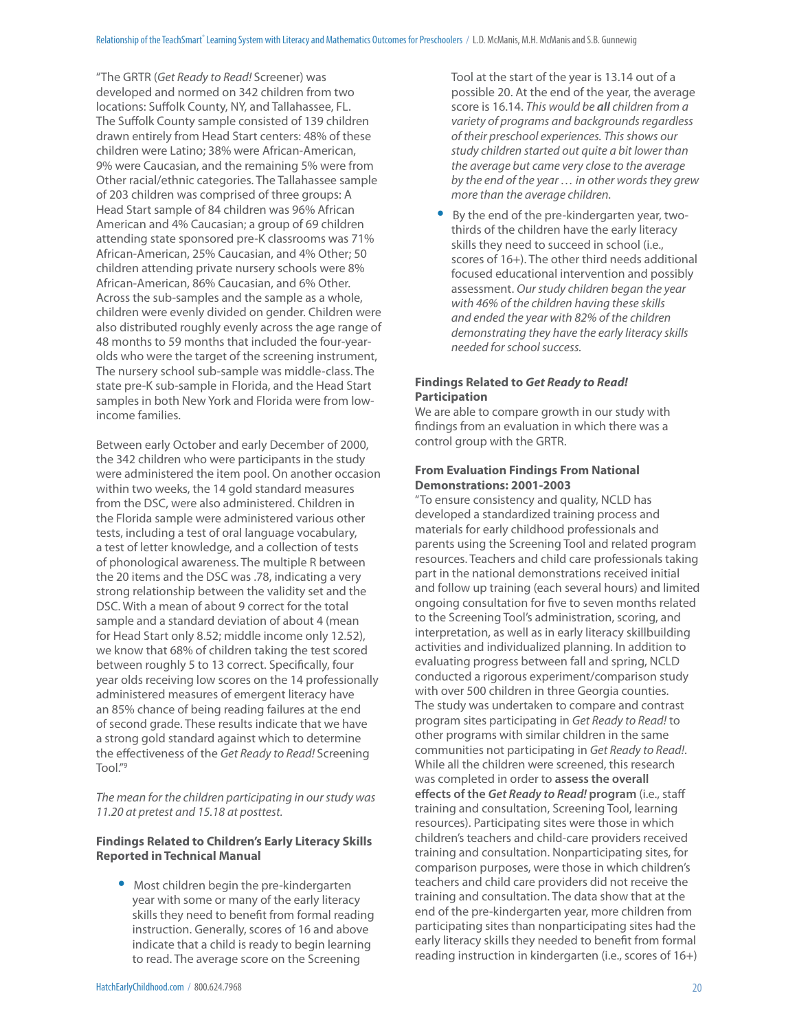"The GRTR (*Get Ready to Read!* Screener) was developed and normed on 342 children from two locations: Suffolk County, NY, and Tallahassee, FL. The Suffolk County sample consisted of 139 children drawn entirely from Head Start centers: 48% of these children were Latino; 38% were African-American, 9% were Caucasian, and the remaining 5% were from Other racial/ethnic categories. The Tallahassee sample of 203 children was comprised of three groups: A Head Start sample of 84 children was 96% African American and 4% Caucasian; a group of 69 children attending state sponsored pre-K classrooms was 71% African-American, 25% Caucasian, and 4% Other; 50 children attending private nursery schools were 8% African-American, 86% Caucasian, and 6% Other. Across the sub-samples and the sample as a whole, children were evenly divided on gender. Children were also distributed roughly evenly across the age range of 48 months to 59 months that included the four-year-olds who were the target of the screening instrument, The nursery school sub-sample was middle-class. The state pre-K sub-sample in Florida, and the Head Start samples in both New York and Florida were from low-income families.

Between early October and early December of 2000, the 342 children who were participants in the study were administered the item pool. On another occasion within two weeks, the 14 gold standard measures from the DSC, were also administered. Children in the Florida sample were administered various other tests, including a test of oral language vocabulary, a test of letter knowledge, and a collection of tests of phonological awareness. The multiple R between the 20 items and the DSC was .78, indicating a very strong relationship between the validity set and the DSC. With a mean of about 9 correct for the total sample and a standard deviation of about 4 (mean for Head Start only 8.52; middle income only 12.52), we know that 68% of children taking the test scored between roughly 5 to 13 correct. Specifically, four year olds receiving low scores on the 14 professionally administered measures of emergent literacy have an 85% chance of being reading failures at the end of second grade. These results indicate that we have a strong gold standard against which to determine the effectiveness of the *Get Ready to Read!* Screening Tool."[9]

*The mean for the children participating in our study was 11.20 at pretest and 15.18 at posttest.*

### Findings Related to Children's Early Literacy Skills Reported in Technical Manual

- Most children begin the pre-kindergarten year with some or many of the early literacy skills they need to benefit from formal reading instruction. Generally, scores of 16 and above indicate that a child is ready to begin learning to read. The average score on the Screening Tool at the start of the year is 13.14 out of a possible 20. At the end of the year, the average score is 16.14. *This would be* ***all*** *children from a variety of programs and backgrounds regardless of their preschool experiences. This shows our study children started out quite a bit lower than the average but came very close to the average by the end of the year … in other words they grew more than the average children.*
- By the end of the pre-kindergarten year, two-thirds of the children have the early literacy skills they need to succeed in school (i.e., scores of 16+). The other third needs additional focused educational intervention and possibly assessment. *Our study children began the year with 46% of the children having these skills and ended the year with 82% of the children demonstrating they have the early literacy skills needed for school success.*

### Findings Related to *Get Ready to Read!* Participation

We are able to compare growth in our study with findings from an evaluation in which there was a control group with the GRTR.

### From Evaluation Findings From National Demonstrations: 2001-2003

"To ensure consistency and quality, NCLD has developed a standardized training process and materials for early childhood professionals and parents using the Screening Tool and related program resources. Teachers and child care professionals taking part in the national demonstrations received initial and follow up training (each several hours) and limited ongoing consultation for five to seven months related to the Screening Tool's administration, scoring, and interpretation, as well as in early literacy skillbuilding activities and individualized planning. In addition to evaluating progress between fall and spring, NCLD conducted a rigorous experiment/comparison study with over 500 children in three Georgia counties. The study was undertaken to compare and contrast program sites participating in *Get Ready to Read!* to other programs with similar children in the same communities not participating in *Get Ready to Read!*. While all the children were screened, this research was completed in order to **assess the overall effects of the *Get Ready to Read!* program** (i.e., staff training and consultation, Screening Tool, learning resources). Participating sites were those in which children's teachers and child-care providers received training and consultation. Nonparticipating sites, for comparison purposes, were those in which children's teachers and child care providers did not receive the training and consultation. The data show that at the end of the pre-kindergarten year, more children from participating sites than nonparticipating sites had the early literacy skills they needed to benefit from formal reading instruction in kindergarten (i.e., scores of 16+)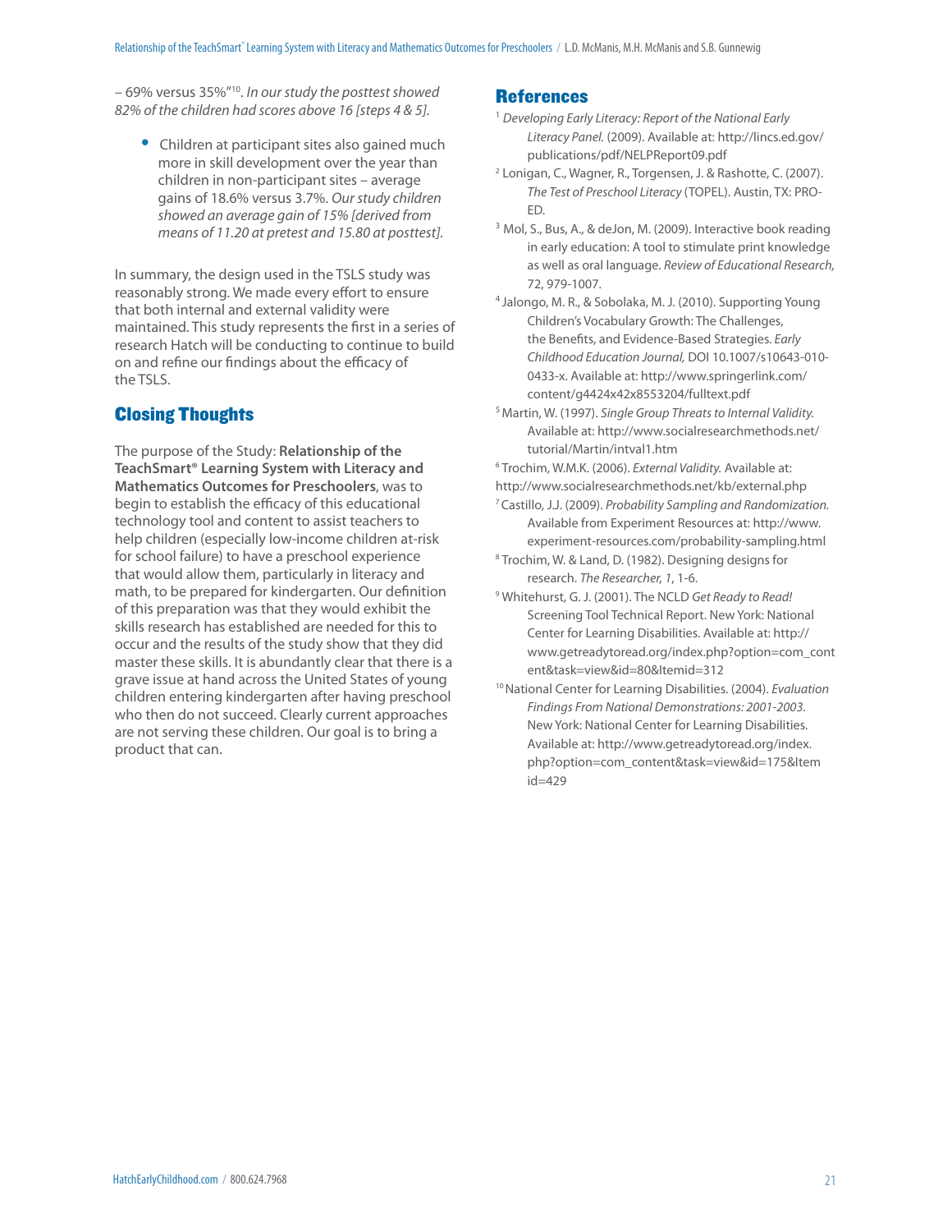– 69% versus 35%"[10]. *In our study the posttest showed 82% of the children had scores above 16 [steps 4 & 5].*

- Children at participant sites also gained much more in skill development over the year than children in non-participant sites – average gains of 18.6% versus 3.7%. *Our study children showed an average gain of 15% [derived from means of 11.20 at pretest and 15.80 at posttest].*

In summary, the design used in the TSLS study was reasonably strong. We made every effort to ensure that both internal and external validity were maintained. This study represents the first in a series of research Hatch will be conducting to continue to build on and refine our findings about the efficacy of the TSLS.

## Closing Thoughts

The purpose of the Study: **Relationship of the TeachSmart® Learning System with Literacy and Mathematics Outcomes for Preschoolers**, was to begin to establish the efficacy of this educational technology tool and content to assist teachers to help children (especially low-income children at-risk for school failure) to have a preschool experience that would allow them, particularly in literacy and math, to be prepared for kindergarten. Our definition of this preparation was that they would exhibit the skills research has established are needed for this to occur and the results of the study show that they did master these skills. It is abundantly clear that there is a grave issue at hand across the United States of young children entering kindergarten after having preschool who then do not succeed. Clearly current approaches are not serving these children. Our goal is to bring a product that can.

## References

[1] *Developing Early Literacy: Report of the National Early Literacy Panel.* (2009). Available at: http://lincs.ed.gov/publications/pdf/NELPReport09.pdf

[2] Lonigan, C., Wagner, R., Torgensen, J. & Rashotte, C. (2007). *The Test of Preschool Literacy* (TOPEL). Austin, TX: PRO-ED.

[3] Mol, S., Bus, A., & deJon, M. (2009). Interactive book reading in early education: A tool to stimulate print knowledge as well as oral language. *Review of Educational Research,* 72, 979-1007.

[4] Jalongo, M. R., & Sobolaka, M. J. (2010). Supporting Young Children's Vocabulary Growth: The Challenges, the Benefits, and Evidence-Based Strategies. *Early Childhood Education Journal,* DOI 10.1007/s10643-010-0433-x. Available at: http://www.springerlink.com/content/g4424x42x8553204/fulltext.pdf

[5] Martin, W. (1997). *Single Group Threats to Internal Validity.* Available at: http://www.socialresearchmethods.net/tutorial/Martin/intval1.htm

[6] Trochim, W.M.K. (2006). *External Validity.* Available at: http://www.socialresearchmethods.net/kb/external.php

[7] Castillo, J.J. (2009). *Probability Sampling and Randomization.* Available from Experiment Resources at: http://www.experiment-resources.com/probability-sampling.html

[8] Trochim, W. & Land, D. (1982). Designing designs for research. *The Researcher, 1*, 1-6.

[9] Whitehurst, G. J. (2001). The NCLD *Get Ready to Read!* Screening Tool Technical Report. New York: National Center for Learning Disabilities. Available at: http://www.getreadytoread.org/index.php?option=com_content&task=view&id=80&Itemid=312

[10] National Center for Learning Disabilities. (2004). *Evaluation Findings From National Demonstrations: 2001-2003.* New York: National Center for Learning Disabilities. Available at: http://www.getreadytoread.org/index.php?option=com_content&task=view&id=175&Itemid=429